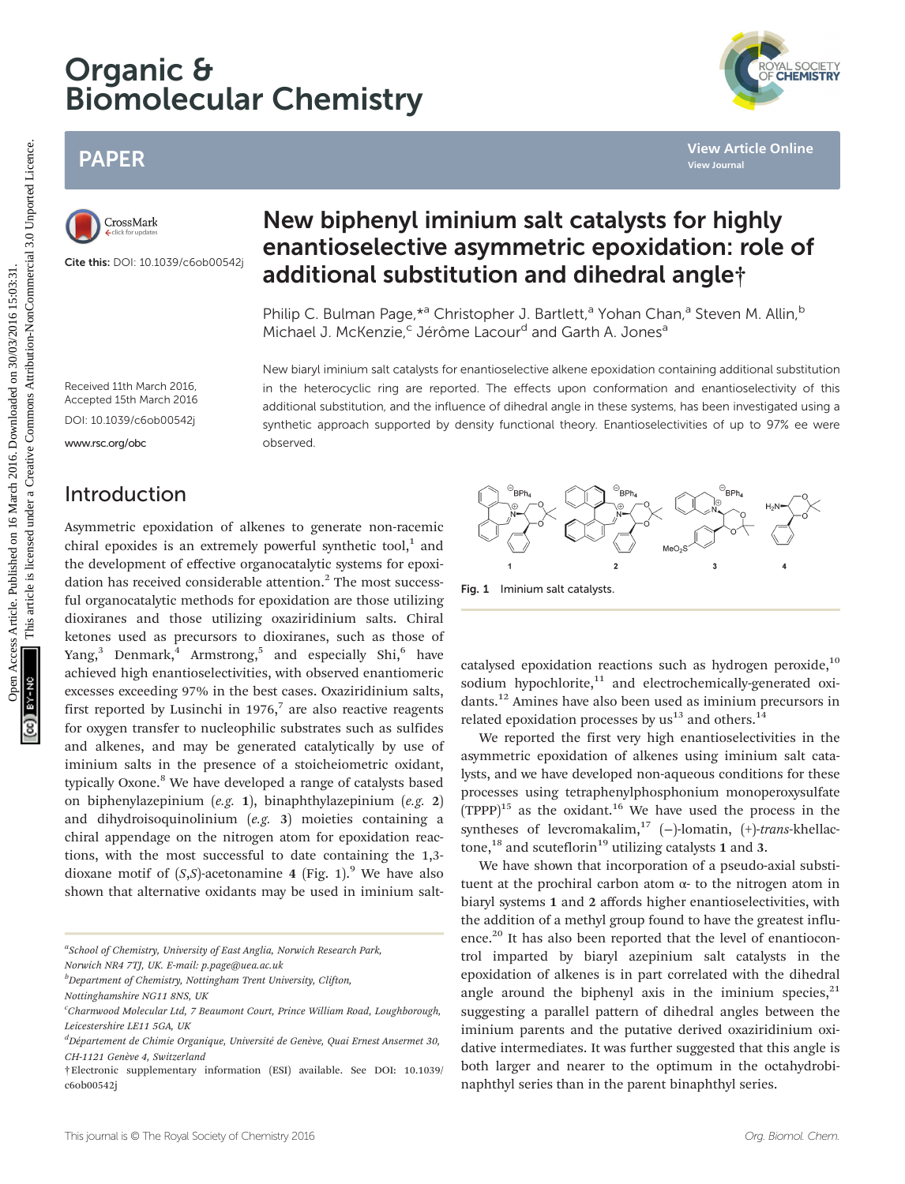# New biphenyl iminium salt catalysts for highly enantioselective asymmetric epoxidation: role of additional substitution and dihedral angle†

Philip C. Bulman Page,*[a] Christopher J. Bartlett,[a] Yohan Chan,[a] Steven M. Allin,[b] Michael J. McKenzie,[c] Jérôme Lacour[d] and Garth A. Jones[a]

Cite this: DOI: 10.1039/c6ob00542j

Received 11th March 2016, Accepted 15th March 2016

DOI: 10.1039/c6ob00542j

www.rsc.org/obc

New biaryl iminium salt catalysts for enantioselective alkene epoxidation containing additional substitution in the heterocyclic ring are reported. The effects upon conformation and enantioselectivity of this additional substitution, and the influence of dihedral angle in these systems, has been investigated using a synthetic approach supported by density functional theory. Enantioselectivities of up to 97% ee were observed.

## Introduction

Asymmetric epoxidation of alkenes to generate non-racemic chiral epoxides is an extremely powerful synthetic tool,[1] and the development of effective organocatalytic systems for epoxidation has received considerable attention.[2] The most successful organocatalytic methods for epoxidation are those utilizing dioxiranes and those utilizing oxaziridinium salts. Chiral ketones used as precursors to dioxiranes, such as those of Yang,[3] Denmark,[4] Armstrong,[5] and especially Shi,[6] have achieved high enantioselectivities, with observed enantiomeric excesses exceeding 97% in the best cases. Oxaziridinium salts, first reported by Lusinchi in 1976,[7] are also reactive reagents for oxygen transfer to nucleophilic substrates such as sulfides and alkenes, and may be generated catalytically by use of iminium salts in the presence of a stoicheiometric oxidant, typically Oxone.[8] We have developed a range of catalysts based on biphenylazepinium (*e.g.* **1**), binaphthylazepinium (*e.g.* **2**) and dihydroisoquinolinium (*e.g.* **3**) moieties containing a chiral appendage on the nitrogen atom for epoxidation reactions, with the most successful to date containing the 1,3-dioxane motif of (*S*,*S*)-acetonamine **4** (Fig. 1).[9] We have also shown that alternative oxidants may be used in iminium salt-catalysed epoxidation reactions such as hydrogen peroxide,[10] sodium hypochlorite,[11] and electrochemically-generated oxidants.[12] Amines have also been used as iminium precursors in related epoxidation processes by us[13] and others.[14]

Fig. 1 Iminium salt catalysts.

We reported the first very high enantioselectivities in the asymmetric epoxidation of alkenes using iminium salt catalysts, and we have developed non-aqueous conditions for these processes using tetraphenylphosphonium monoperoxysulfate (TPPP)[15] as the oxidant.[16] We have used the process in the syntheses of levcromakalim,[17] (−)-lomatin, (+)-*trans*-khellactone,[18] and scuteflorin[19] utilizing catalysts **1** and **3**.

We have shown that incorporation of a pseudo-axial substituent at the prochiral carbon atom α- to the nitrogen atom in biaryl systems **1** and **2** affords higher enantioselectivities, with the addition of a methyl group found to have the greatest influence.[20] It has also been reported that the level of enantiocontrol imparted by biaryl azepinium salt catalysts in the epoxidation of alkenes is in part correlated with the dihedral angle around the biphenyl axis in the iminium species,[21] suggesting a parallel pattern of dihedral angles between the iminium parents and the putative derived oxaziridinium oxidative intermediates. It was further suggested that this angle is both larger and nearer to the optimum in the octahydrobinaphthyl series than in the parent binaphthyl series.

---

[a] School of Chemistry, University of East Anglia, Norwich Research Park, Norwich NR4 7TJ, UK. E-mail: p.page@uea.ac.uk

[b] Department of Chemistry, Nottingham Trent University, Clifton, Nottinghamshire NG11 8NS, UK

[c] Charnwood Molecular Ltd, 7 Beaumont Court, Prince William Road, Loughborough, Leicestershire LE11 5GA, UK

[d] Département de Chimie Organique, Université de Genève, Quai Ernest Ansermet 30, CH-1121 Genève 4, Switzerland

† Electronic supplementary information (ESI) available. See DOI: 10.1039/c6ob00542j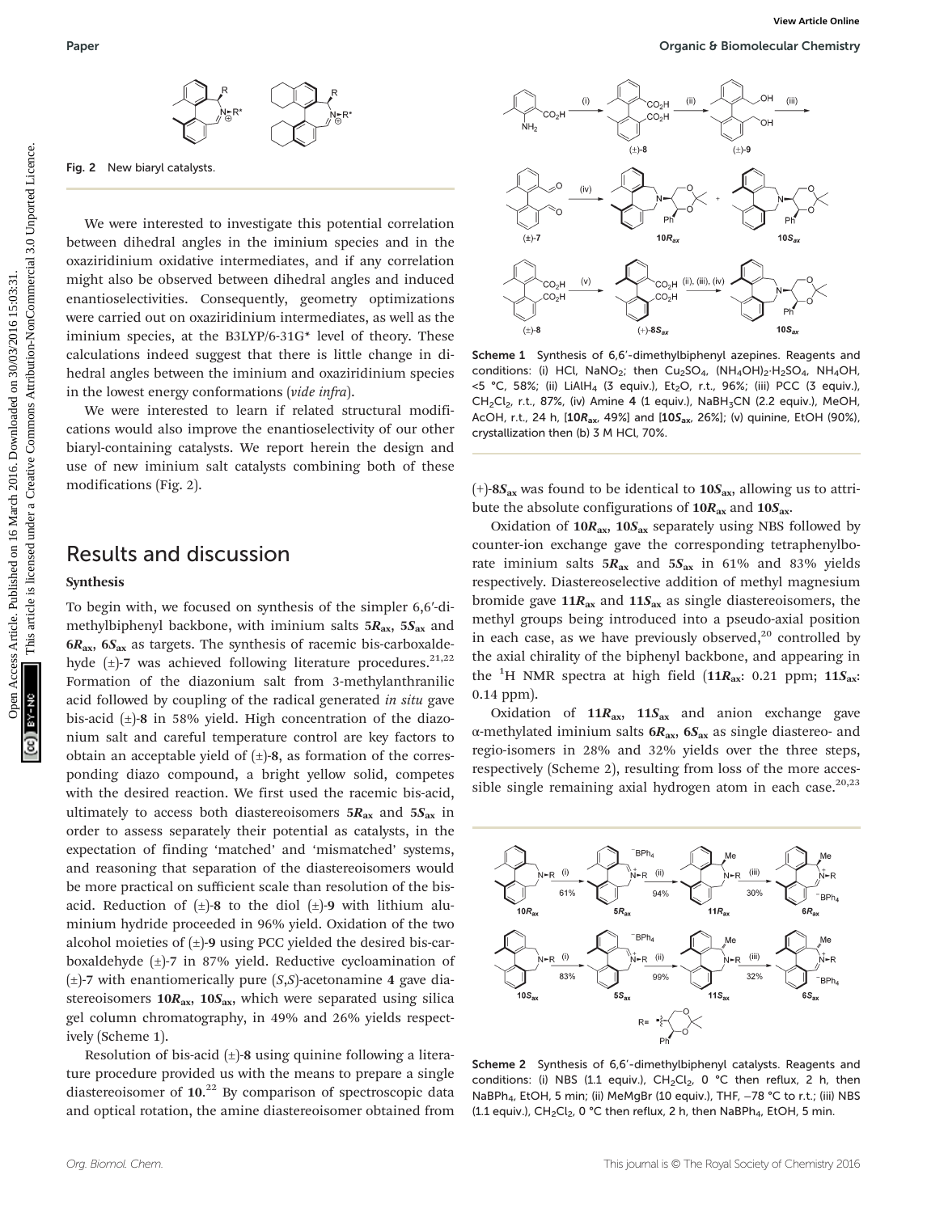Fig. 2 New biaryl catalysts.

We were interested to investigate this potential correlation between dihedral angles in the iminium species and in the oxaziridinium oxidative intermediates, and if any correlation might also be observed between dihedral angles and induced enantioselectivities. Consequently, geometry optimizations were carried out on oxaziridinium intermediates, as well as the iminium species, at the B3LYP/6-31G* level of theory. These calculations indeed suggest that there is little change in dihedral angles between the iminium and oxaziridinium species in the lowest energy conformations (*vide infra*).

We were interested to learn if related structural modifications would also improve the enantioselectivity of our other biaryl-containing catalysts. We report herein the design and use of new iminium salt catalysts combining both of these modifications (Fig. 2).

## Results and discussion

### Synthesis

To begin with, we focused on synthesis of the simpler 6,6′-dimethylbiphenyl backbone, with iminium salts **5*R*$_{ax}$**, **5*S*$_{ax}$** and **6*R*$_{ax}$**, **6*S*$_{ax}$** as targets. The synthesis of racemic bis-carboxaldehyde (±)-**7** was achieved following literature procedures.[21,22] Formation of the diazonium salt from 3-methylanthranilic acid followed by coupling of the radical generated *in situ* gave bis-acid (±)-**8** in 58% yield. High concentration of the diazonium salt and careful temperature control are key factors to obtain an acceptable yield of (±)-**8**, as formation of the corresponding diazo compound, a bright yellow solid, competes with the desired reaction. We first used the racemic bis-acid, ultimately to access both diastereoisomers **5*R*$_{ax}$** and **5*S*$_{ax}$** in order to assess separately their potential as catalysts, in the expectation of finding 'matched' and 'mismatched' systems, and reasoning that separation of the diastereoisomers would be more practical on sufficient scale than resolution of the bis-acid. Reduction of (±)-**8** to the diol (±)-**9** with lithium aluminium hydride proceeded in 96% yield. Oxidation of the two alcohol moieties of (±)-**9** using PCC yielded the desired bis-carboxaldehyde (±)-**7** in 87% yield. Reductive cycloamination of (±)-**7** with enantiomerically pure (*S*,*S*)-acetonamine **4** gave diastereoisomers **10*R*$_{ax}$**, **10*S*$_{ax}$**, which were separated using silica gel column chromatography, in 49% and 26% yields respectively (Scheme 1).

Resolution of bis-acid (±)-**8** using quinine following a literature procedure provided us with the means to prepare a single diastereoisomer of **10**.[22] By comparison of spectroscopic data and optical rotation, the amine diastereoisomer obtained from

Scheme 1 Synthesis of 6,6′-dimethylbiphenyl azepines. Reagents and conditions: (i) HCl, $NaNO_2$; then $Cu_2SO_4$, $(NH_4OH)_2{\cdot}H_2SO_4$, $NH_4OH$, <5 °C, 58%; (ii) $LiAlH_4$ (3 equiv.), $Et_2O$, r.t., 96%; (iii) PCC (3 equiv.), $CH_2Cl_2$, r.t., 87%, (iv) Amine **4** (1 equiv.), $NaBH_3CN$ (2.2 equiv.), MeOH, AcOH, r.t., 24 h, [**10*R*$_{ax}$**, 49%] and [**10*S*$_{ax}$**, 26%]; (v) quinine, EtOH (90%), crystallization then (b) 3 M HCl, 70%.

(+)-**8*S*$_{ax}$** was found to be identical to **10*S*$_{ax}$**, allowing us to attribute the absolute configurations of **10*R*$_{ax}$** and **10*S*$_{ax}$**.

Oxidation of **10*R*$_{ax}$**, **10*S*$_{ax}$** separately using NBS followed by counter-ion exchange gave the corresponding tetraphenylborate iminium salts **5*R*$_{ax}$** and **5*S*$_{ax}$** in 61% and 83% yields respectively. Diastereoselective addition of methyl magnesium bromide gave **11*R*$_{ax}$** and **11*S*$_{ax}$** as single diastereoisomers, the methyl groups being introduced into a pseudo-axial position in each case, as we have previously observed,[20] controlled by the axial chirality of the biphenyl backbone, and appearing in the $^1$H NMR spectra at high field (**11*R*$_{ax}$**: 0.21 ppm; **11*S*$_{ax}$**: 0.14 ppm).

Oxidation of **11*R*$_{ax}$**, **11*S*$_{ax}$** and anion exchange gave α-methylated iminium salts **6*R*$_{ax}$**, **6*S*$_{ax}$** as single diastereo- and regio-isomers in 28% and 32% yields over the three steps, respectively (Scheme 2), resulting from loss of the more accessible single remaining axial hydrogen atom in each case.[20,23]

Scheme 2 Synthesis of 6,6′-dimethylbiphenyl catalysts. Reagents and conditions: (i) NBS (1.1 equiv.), $CH_2Cl_2$, 0 °C then reflux, 2 h, then $NaBPh_4$, EtOH, 5 min; (ii) MeMgBr (10 equiv.), THF, −78 °C to r.t.; (iii) NBS (1.1 equiv.), $CH_2Cl_2$, 0 °C then reflux, 2 h, then $NaBPh_4$, EtOH, 5 min.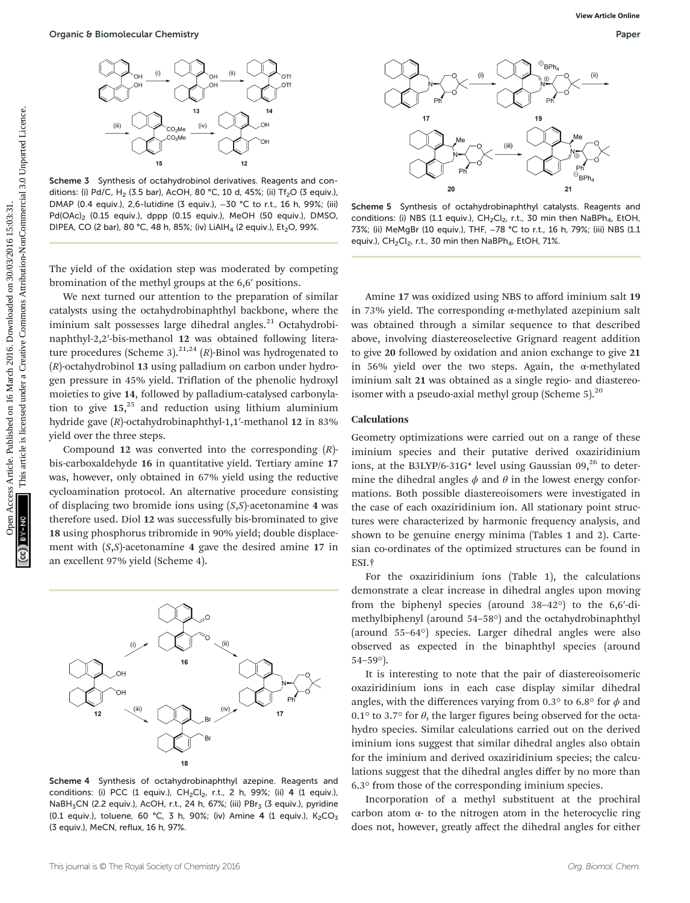Scheme 3 Synthesis of octahydrobinol derivatives. Reagents and conditions: (i) Pd/C, $H_2$ (3.5 bar), AcOH, 80 °C, 10 d, 45%; (ii) $Tf_2O$ (3 equiv.), DMAP (0.4 equiv.), 2,6-lutidine (3 equiv.), −30 °C to r.t., 16 h, 99%; (iii) $Pd(OAc)_2$ (0.15 equiv.), dppp (0.15 equiv.), MeOH (50 equiv.), DMSO, DIPEA, CO (2 bar), 80 °C, 48 h, 85%; (iv) $LiAlH_4$ (2 equiv.), $Et_2O$, 99%.

The yield of the oxidation step was moderated by competing bromination of the methyl groups at the 6,6′ positions.

We next turned our attention to the preparation of similar catalysts using the octahydrobinaphthyl backbone, where the iminium salt possesses large dihedral angles.[21] Octahydrobinaphthyl-2,2′-bis-methanol **12** was obtained following literature procedures (Scheme 3).[21,24] (*R*)-Binol was hydrogenated to (*R*)-octahydrobinol **13** using palladium on carbon under hydrogen pressure in 45% yield. Triflation of the phenolic hydroxyl moieties to give **14**, followed by palladium-catalysed carbonylation to give **15**,[25] and reduction using lithium aluminium hydride gave (*R*)-octahydrobinaphthyl-1,1′-methanol **12** in 83% yield over the three steps.

Compound **12** was converted into the corresponding (*R*)-bis-carboxaldehyde **16** in quantitative yield. Tertiary amine **17** was, however, only obtained in 67% yield using the reductive cycloamination protocol. An alternative procedure consisting of displacing two bromide ions using (*S*,*S*)-acetonamine **4** was therefore used. Diol **12** was successfully bis-brominated to give **18** using phosphorus tribromide in 90% yield; double displacement with (*S*,*S*)-acetonamine **4** gave the desired amine **17** in an excellent 97% yield (Scheme 4).

Scheme 4 Synthesis of octahydrobinaphthyl azepine. Reagents and conditions: (i) PCC (1 equiv.), $CH_2Cl_2$, r.t., 2 h, 99%; (ii) **4** (1 equiv.), $NaBH_3CN$ (2.2 equiv.), AcOH, r.t., 24 h, 67%; (iii) $PBr_3$ (3 equiv.), pyridine (0.1 equiv.), toluene, 60 °C, 3 h, 90%; (iv) Amine **4** (1 equiv.), $K_2CO_3$ (3 equiv.), MeCN, reflux, 16 h, 97%.

Scheme 5 Synthesis of octahydrobinaphthyl catalysts. Reagents and conditions: (i) NBS (1.1 equiv.), $CH_2Cl_2$, r.t., 30 min then $NaBPh_4$, EtOH, 73%; (ii) MeMgBr (10 equiv.), THF, −78 °C to r.t., 16 h, 79%; (iii) NBS (1.1 equiv.), $CH_2Cl_2$, r.t., 30 min then $NaBPh_4$, EtOH, 71%.

Amine **17** was oxidized using NBS to afford iminium salt **19** in 73% yield. The corresponding α-methylated azepinium salt was obtained through a similar sequence to that described above, involving diastereoselective Grignard reagent addition to give **20** followed by oxidation and anion exchange to give **21** in 56% yield over the two steps. Again, the α-methylated iminium salt **21** was obtained as a single regio- and diastereoisomer with a pseudo-axial methyl group (Scheme 5).[20]

### Calculations

Geometry optimizations were carried out on a range of these iminium species and their putative derived oxaziridinium ions, at the B3LYP/6-31G* level using Gaussian 09,[26] to determine the dihedral angles $\phi$ and $\theta$ in the lowest energy conformations. Both possible diastereoisomers were investigated in the case of each oxaziridinium ion. All stationary point structures were characterized by harmonic frequency analysis, and shown to be genuine energy minima (Tables 1 and 2). Cartesian co-ordinates of the optimized structures can be found in ESI.†

For the oxaziridinium ions (Table 1), the calculations demonstrate a clear increase in dihedral angles upon moving from the biphenyl species (around 38–42°) to the 6,6′-dimethylbiphenyl (around 54–58°) and the octahydrobinaphthyl (around 55–64°) species. Larger dihedral angles were also observed as expected in the binaphthyl species (around 54–59°).

It is interesting to note that the pair of diastereoisomeric oxaziridinium ions in each case display similar dihedral angles, with the differences varying from 0.3° to 6.8° for $\phi$ and 0.1° to 3.7° for $\theta$, the larger figures being observed for the octahydro species. Similar calculations carried out on the derived iminium ions suggest that similar dihedral angles also obtain for the iminium and derived oxaziridinium species; the calculations suggest that the dihedral angles differ by no more than 6.3° from those of the corresponding iminium species.

Incorporation of a methyl substituent at the prochiral carbon atom α- to the nitrogen atom in the heterocyclic ring does not, however, greatly affect the dihedral angles for either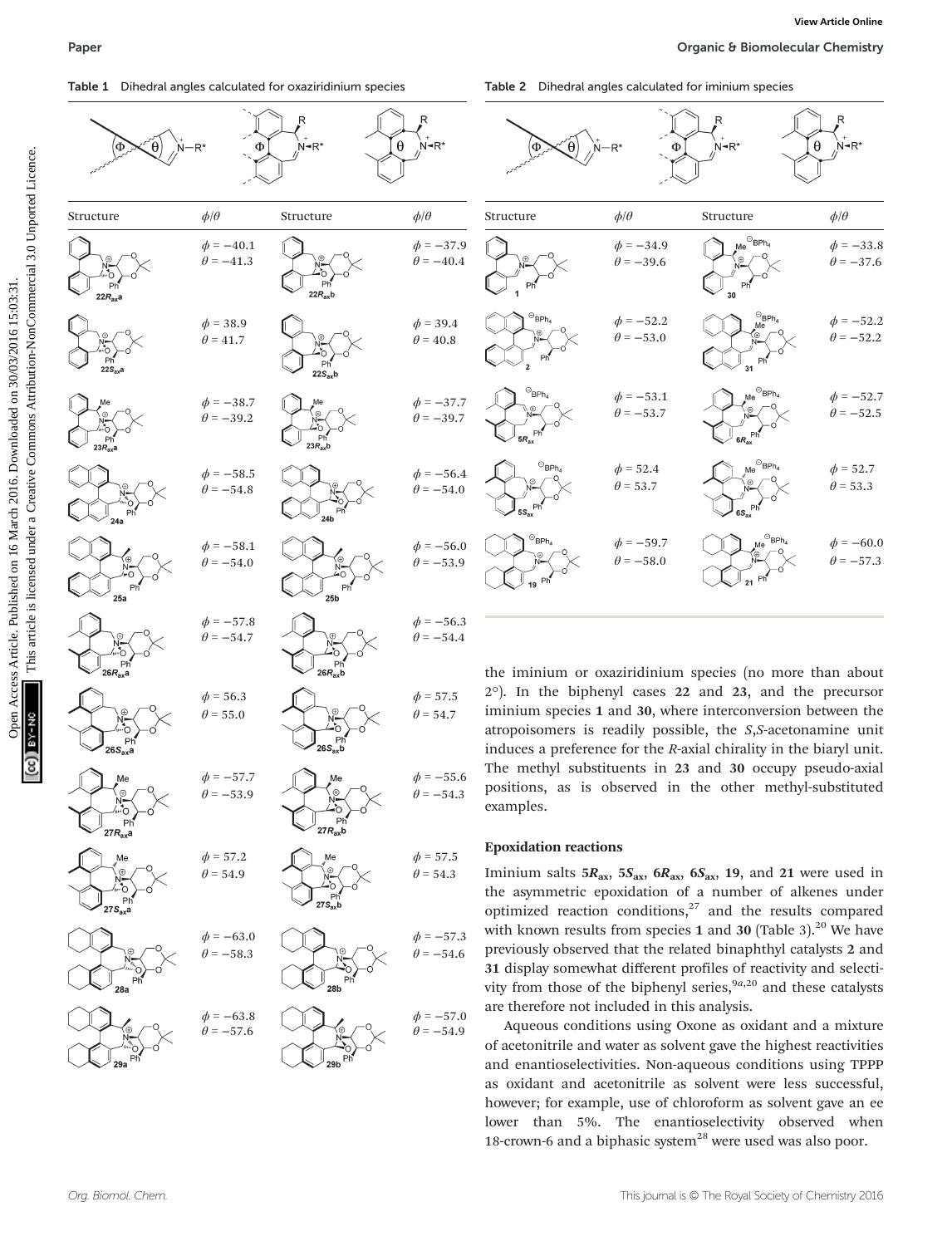Table 1 Dihedral angles calculated for oxaziridinium species

| Structure | $\phi/\theta$ | Structure | $\phi/\theta$ |
|---|---|---|---|
| **22$R_{ax}$a** | $\phi = -40.1$ $\theta = -41.3$ | **22$R_{ax}$b** | $\phi = -37.9$ $\theta = -40.4$ |
| **22$S_{ax}$a** | $\phi = 38.9$ $\theta = 41.7$ | **22$S_{ax}$b** | $\phi = 39.4$ $\theta = 40.8$ |
| **23$R_{ax}$a** | $\phi = -38.7$ $\theta = -39.2$ | **23$R_{ax}$b** | $\phi = -37.7$ $\theta = -39.7$ |
| **24a** | $\phi = -58.5$ $\theta = -54.8$ | **24b** | $\phi = -56.4$ $\theta = -54.0$ |
| **25a** | $\phi = -58.1$ $\theta = -54.0$ | **25b** | $\phi = -56.0$ $\theta = -53.9$ |
| **26$R_{ax}$a** | $\phi = -57.8$ $\theta = -54.7$ | **26$R_{ax}$b** | $\phi = -56.3$ $\theta = -54.4$ |
| **26$S_{ax}$a** | $\phi = 56.3$ $\theta = 55.0$ | **26$S_{ax}$b** | $\phi = 57.5$ $\theta = 54.7$ |
| **27$R_{ax}$a** | $\phi = -57.7$ $\theta = -53.9$ | **27$R_{ax}$b** | $\phi = -55.6$ $\theta = -54.3$ |
| **27$S_{ax}$a** | $\phi = 57.2$ $\theta = 54.9$ | **27$S_{ax}$b** | $\phi = 57.5$ $\theta = 54.3$ |
| **28a** | $\phi = -63.0$ $\theta = -58.3$ | **28b** | $\phi = -57.3$ $\theta = -54.6$ |
| **29a** | $\phi = -63.8$ $\theta = -57.6$ | **29b** | $\phi = -57.0$ $\theta = -54.9$ |

Table 2 Dihedral angles calculated for iminium species

| Structure | $\phi/\theta$ | Structure | $\phi/\theta$ |
|---|---|---|---|
| **1** | $\phi = -34.9$ $\theta = -39.6$ | **30** | $\phi = -33.8$ $\theta = -37.6$ |
| **2** | $\phi = -52.2$ $\theta = -53.0$ | **31** | $\phi = -52.2$ $\theta = -52.2$ |
| **5$R_{ax}$** | $\phi = -53.1$ $\theta = -53.7$ | **6$R_{ax}$** | $\phi = -52.7$ $\theta = -52.5$ |
| **5$S_{ax}$** | $\phi = 52.4$ $\theta = 53.7$ | **6$S_{ax}$** | $\phi = 52.7$ $\theta = 53.3$ |
| **19** | $\phi = -59.7$ $\theta = -58.0$ | **21** | $\phi = -60.0$ $\theta = -57.3$ |

the iminium or oxaziridinium species (no more than about 2°). In the biphenyl cases **22** and **23**, and the precursor iminium species **1** and **30**, where interconversion between the atropoisomers is readily possible, the *S*,*S*-acetonamine unit induces a preference for the *R*-axial chirality in the biaryl unit. The methyl substituents in **23** and **30** occupy pseudo-axial positions, as is observed in the other methyl-substituted examples.

### Epoxidation reactions

Iminium salts **5$R_{ax}$**, **5$S_{ax}$**, **6$R_{ax}$**, **6$S_{ax}$**, **19**, and **21** were used in the asymmetric epoxidation of a number of alkenes under optimized reaction conditions,[27] and the results compared with known results from species **1** and **30** (Table 3).[20] We have previously observed that the related binaphthyl catalysts **2** and **31** display somewhat different profiles of reactivity and selectivity from those of the biphenyl series,[9a,20] and these catalysts are therefore not included in this analysis.

Aqueous conditions using Oxone as oxidant and a mixture of acetonitrile and water as solvent gave the highest reactivities and enantioselectivities. Non-aqueous conditions using TPPP as oxidant and acetonitrile as solvent were less successful, however; for example, use of chloroform as solvent gave an ee lower than 5%. The enantioselectivity observed when 18-crown-6 and a biphasic system[28] were used was also poor.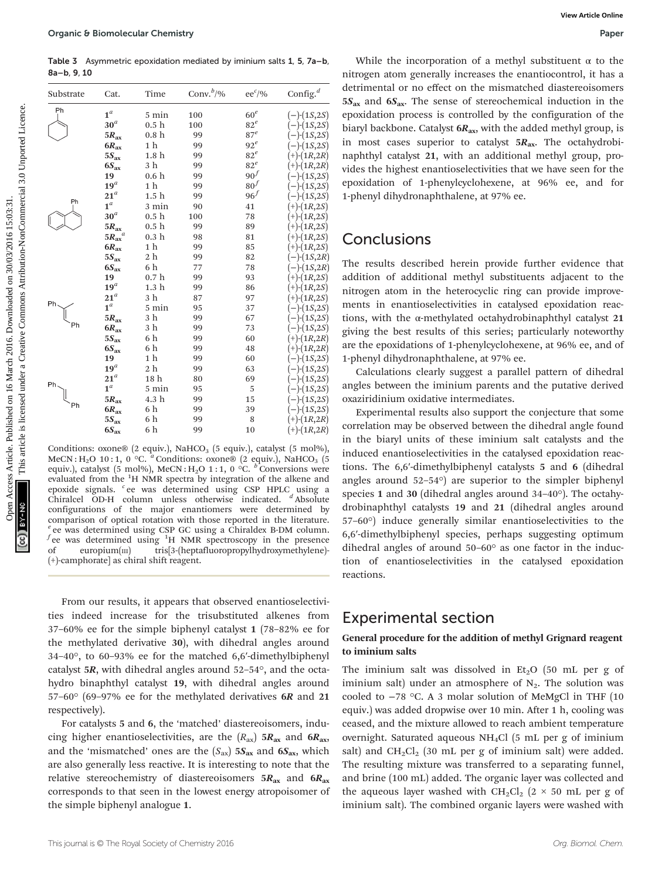**Table 3** Asymmetric epoxidation mediated by iminium salts **1**, **5**, **7a–b**, **8a–b**, **9**, **10**

| Substrate | Cat. | Time | Conv.[b]/% | ee[c]/% | Config.[d] |
|---|---|---|---|---|---|
| 1-Phenylcyclohexene | **1**[a] | 5 min | 100 | 60[e] | (−)-(1*S*,2*S*) |
| | **30**[a] | 0.5 h | 100 | 82[e] | (−)-(1*S*,2*S*) |
| | **5*R*$_{ax}$** | 0.8 h | 99 | 87[e] | (−)-(1*S*,2*S*) |
| | **6*R*$_{ax}$** | 1 h | 99 | 92[e] | (−)-(1*S*,2*S*) |
| | **5*S*$_{ax}$** | 1.8 h | 99 | 82[e] | (+)-(1*R*,2*R*) |
| | **6*S*$_{ax}$** | 3 h | 99 | 82[e] | (+)-(1*R*,2*R*) |
| | **19** | 0.6 h | 99 | 90[f] | (−)-(1*S*,2*S*) |
| | **19**[a] | 1 h | 99 | 80[f] | (−)-(1*S*,2*S*) |
| | **21**[a] | 1.5 h | 99 | 96[f] | (−)-(1*S*,2*S*) |
| 1-Phenyl dihydronaphthalene | **1**[a] | 3 min | 90 | 41 | (+)-(1*R*,2*S*) |
| | **30**[a] | 0.5 h | 100 | 78 | (+)-(1*R*,2*S*) |
| | **5*R*$_{ax}$** | 0.5 h | 99 | 89 | (+)-(1*R*,2*S*) |
| | **5*R*$_{ax}$**[a] | 0.3 h | 98 | 81 | (+)-(1*R*,2*S*) |
| | **6*R*$_{ax}$** | 1 h | 99 | 85 | (+)-(1*R*,2*S*) |
| | **5*S*$_{ax}$** | 2 h | 99 | 82 | (−)-(1*S*,2*R*) |
| | **6*S*$_{ax}$** | 6 h | 77 | 78 | (−)-(1*S*,2*R*) |
| | **19** | 0.7 h | 99 | 93 | (+)-(1*R*,2*S*) |
| | **19**[a] | 1.3 h | 99 | 86 | (+)-(1*R*,2*S*) |
| | **21**[a] | 3 h | 87 | 97 | (+)-(1*R*,2*S*) |
| Trisubstituted stilbene (Ph, Me, Ph) | **1**[a] | 5 min | 95 | 37 | (−)-(1*S*,2*S*) |
| | **5*R*$_{ax}$** | 3 h | 99 | 67 | (−)-(1*S*,2*S*) |
| | **6*R*$_{ax}$** | 3 h | 99 | 73 | (−)-(1*S*,2*S*) |
| | **5*S*$_{ax}$** | 6 h | 99 | 60 | (+)-(1*R*,2*R*) |
| | **6*S*$_{ax}$** | 6 h | 99 | 48 | (+)-(1*R*,2*R*) |
| | **19** | 1 h | 99 | 60 | (−)-(1*S*,2*S*) |
| | **19**[a] | 2 h | 99 | 63 | (−)-(1*S*,2*S*) |
| | **21**[a] | 18 h | 80 | 69 | (−)-(1*S*,2*S*) |
| *trans*-Stilbene | **1**[a] | 5 min | 95 | 5 | (−)-(1*S*,2*S*) |
| | **5*R*$_{ax}$** | 4.3 h | 99 | 15 | (−)-(1*S*,2*S*) |
| | **6*R*$_{ax}$** | 6 h | 99 | 39 | (−)-(1*S*,2*S*) |
| | **5*S*$_{ax}$** | 6 h | 99 | 8 | (+)-(1*R*,2*R*) |
| | **6*S*$_{ax}$** | 6 h | 99 | 10 | (+)-(1*R*,2*R*) |

Conditions: oxone® (2 equiv.), $NaHCO_3$ (5 equiv.), catalyst (5 mol%), MeCN : $H_2O$ 10 : 1, 0 °C. [a] Conditions: oxone® (2 equiv.), $NaHCO_3$ (5 equiv.), catalyst (5 mol%), MeCN : $H_2O$ 1 : 1, 0 °C. [b] Conversions were evaluated from the $^1$H NMR spectra by integration of the alkene and epoxide signals. [c] ee was determined using CSP HPLC using a Chiralcel OD-H column unless otherwise indicated. [d] Absolute configurations of the major enantiomers were determined by comparison of optical rotation with those reported in the literature. [e] ee was determined using CSP GC using a Chiraldex B-DM column. [f] ee was determined using $^1$H NMR spectroscopy in the presence of europium(III) tris[3-(heptafluoropropylhydroxymethylene)-(+)-camphorate] as chiral shift reagent.

From our results, it appears that observed enantioselectivities indeed increase for the trisubstituted alkenes from 37–60% ee for the simple biphenyl catalyst **1** (78–82% ee for the methylated derivative **30**), with dihedral angles around 34–40°, to 60–93% ee for the matched 6,6′-dimethylbiphenyl catalyst **5*R***, with dihedral angles around 52–54°, and the octahydro binaphthyl catalyst **19**, with dihedral angles around 57–60° (69–97% ee for the methylated derivatives **6*R*** and **21** respectively).

For catalysts **5** and **6**, the 'matched' diastereoisomers, inducing higher enantioselectivities, are the ($R_{ax}$) **5*R*$_{ax}$** and **6*R*$_{ax}$**, and the 'mismatched' ones are the ($S_{ax}$) **5*S*$_{ax}$** and **6*S*$_{ax}$**, which are also generally less reactive. It is interesting to note that the relative stereochemistry of diastereoisomers **5*R*$_{ax}$** and **6*R*$_{ax}$** corresponds to that seen in the lowest energy atropoisomer of the simple biphenyl analogue **1**.

While the incorporation of a methyl substituent α to the nitrogen atom generally increases the enantiocontrol, it has a detrimental or no effect on the mismatched diastereoisomers **5*S*$_{ax}$** and **6*S*$_{ax}$**. The sense of stereochemical induction in the epoxidation process is controlled by the configuration of the biaryl backbone. Catalyst **6*R*$_{ax}$**, with the added methyl group, is in most cases superior to catalyst **5*R*$_{ax}$**. The octahydrobinaphthyl catalyst **21**, with an additional methyl group, provides the highest enantioselectivities that we have seen for the epoxidation of 1-phenylcyclohexene, at 96% ee, and for 1-phenyl dihydronaphthalene, at 97% ee.

## Conclusions

The results described herein provide further evidence that addition of additional methyl substituents adjacent to the nitrogen atom in the heterocyclic ring can provide improvements in enantioselectivities in catalysed epoxidation reactions, with the α-methylated octahydrobinaphthyl catalyst **21** giving the best results of this series; particularly noteworthy are the epoxidations of 1-phenylcyclohexene, at 96% ee, and of 1-phenyl dihydronaphthalene, at 97% ee.

Calculations clearly suggest a parallel pattern of dihedral angles between the iminium parents and the putative derived oxaziridinium oxidative intermediates.

Experimental results also support the conjecture that some correlation may be observed between the dihedral angle found in the biaryl units of these iminium salt catalysts and the induced enantioselectivities in the catalysed epoxidation reactions. The 6,6′-dimethylbiphenyl catalysts **5** and **6** (dihedral angles around 52–54°) are superior to the simpler biphenyl species **1** and **30** (dihedral angles around 34–40°). The octahydrobinaphthyl catalysts **19** and **21** (dihedral angles around 57–60°) induce generally similar enantioselectivities to the 6,6′-dimethylbiphenyl species, perhaps suggesting optimum dihedral angles of around 50–60° as one factor in the induction of enantioselectivities in the catalysed epoxidation reactions.

## Experimental section

### General procedure for the addition of methyl Grignard reagent to iminium salts

The iminium salt was dissolved in $Et_2O$ (50 mL per g of iminium salt) under an atmosphere of $N_2$. The solution was cooled to −78 °C. A 3 molar solution of MeMgCl in THF (10 equiv.) was added dropwise over 10 min. After 1 h, cooling was ceased, and the mixture allowed to reach ambient temperature overnight. Saturated aqueous $NH_4Cl$ (5 mL per g of iminium salt) and $CH_2Cl_2$ (30 mL per g of iminium salt) were added. The resulting mixture was transferred to a separating funnel, and brine (100 mL) added. The organic layer was collected and the aqueous layer washed with $CH_2Cl_2$ (2 × 50 mL per g of iminium salt). The combined organic layers were washed with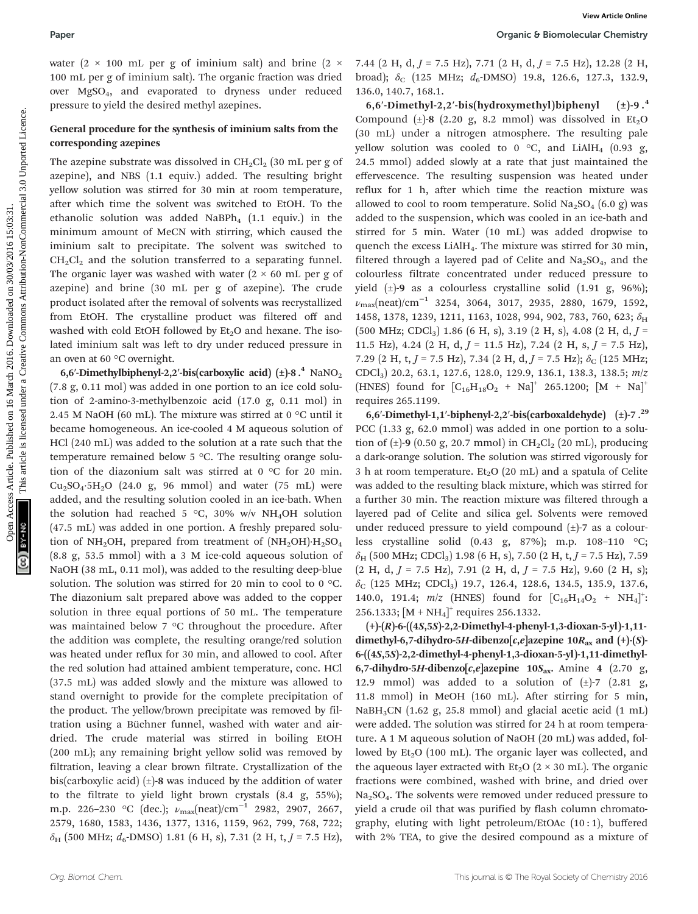water (2 × 100 mL per g of iminium salt) and brine (2 × 100 mL per g of iminium salt). The organic fraction was dried over $MgSO_4$, and evaporated to dryness under reduced pressure to yield the desired methyl azepines.

### General procedure for the synthesis of iminium salts from the corresponding azepines

The azepine substrate was dissolved in $CH_2Cl_2$ (30 mL per g of azepine), and NBS (1.1 equiv.) added. The resulting bright yellow solution was stirred for 30 min at room temperature, after which time the solvent was switched to EtOH. To the ethanolic solution was added $NaBPh_4$ (1.1 equiv.) in the minimum amount of MeCN with stirring, which caused the iminium salt to precipitate. The solvent was switched to $CH_2Cl_2$ and the solution transferred to a separating funnel. The organic layer was washed with water (2 × 60 mL per g of azepine) and brine (30 mL per g of azepine). The crude product isolated after the removal of solvents was recrystallized from EtOH. The crystalline product was filtered off and washed with cold EtOH followed by $Et_2O$ and hexane. The isolated iminium salt was left to dry under reduced pressure in an oven at 60 °C overnight.

**6,6′-Dimethylbiphenyl-2,2′-bis(carboxylic acid) (±)-8.**[4] $NaNO_2$ (7.8 g, 0.11 mol) was added in one portion to an ice cold solution of 2-amino-3-methylbenzoic acid (17.0 g, 0.11 mol) in 2.45 M NaOH (60 mL). The mixture was stirred at 0 °C until it became homogeneous. An ice-cooled 4 M aqueous solution of HCl (240 mL) was added to the solution at a rate such that the temperature remained below 5 °C. The resulting orange solution of the diazonium salt was stirred at 0 °C for 20 min. $Cu_2SO_4 \cdot 5H_2O$ (24.0 g, 96 mmol) and water (75 mL) were added, and the resulting solution cooled in an ice-bath. When the solution had reached 5 °C, 30% w/v $NH_4OH$ solution (47.5 mL) was added in one portion. A freshly prepared solution of $NH_2OH$, prepared from treatment of $(NH_2OH) \cdot H_2SO_4$ (8.8 g, 53.5 mmol) with a 3 M ice-cold aqueous solution of NaOH (38 mL, 0.11 mol), was added to the resulting deep-blue solution. The solution was stirred for 20 min to cool to 0 °C. The diazonium salt prepared above was added to the copper solution in three equal portions of 50 mL. The temperature was maintained below 7 °C throughout the procedure. After the addition was complete, the resulting orange/red solution was heated under reflux for 30 min, and allowed to cool. After the red solution had attained ambient temperature, conc. HCl (37.5 mL) was added slowly and the mixture was allowed to stand overnight to provide for the complete precipitation of the product. The yellow/brown precipitate was removed by filtration using a Büchner funnel, washed with water and air-dried. The crude material was stirred in boiling EtOH (200 mL); any remaining bright yellow solid was removed by filtration, leaving a clear brown filtrate. Crystallization of the bis(carboxylic acid) (±)-8 was induced by the addition of water to the filtrate to yield light brown crystals (8.4 g, 55%); m.p. 226–230 °C (dec.); $\nu_{max}$(neat)/cm$^{-1}$ 2982, 2907, 2667, 2579, 1680, 1583, 1436, 1377, 1316, 1159, 962, 799, 768, 722; $\delta_H$ (500 MHz; $d_6$-DMSO) 1.81 (6 H, s), 7.31 (2 H, t, $J$ = 7.5 Hz), 7.44 (2 H, d, $J$ = 7.5 Hz), 7.71 (2 H, d, $J$ = 7.5 Hz), 12.28 (2 H, broad); $\delta_C$ (125 MHz; $d_6$-DMSO) 19.8, 126.6, 127.3, 132.9, 136.0, 140.7, 168.1.

**6,6′-Dimethyl-2,2′-bis(hydroxymethyl)biphenyl (±)-9.**[4] Compound (±)-8 (2.20 g, 8.2 mmol) was dissolved in $Et_2O$ (30 mL) under a nitrogen atmosphere. The resulting pale yellow solution was cooled to 0 °C, and $LiAlH_4$ (0.93 g, 24.5 mmol) added slowly at a rate that just maintained the effervescence. The resulting suspension was heated under reflux for 1 h, after which time the reaction mixture was allowed to cool to room temperature. Solid $Na_2SO_4$ (6.0 g) was added to the suspension, which was cooled in an ice-bath and stirred for 5 min. Water (10 mL) was added dropwise to quench the excess $LiAlH_4$. The mixture was stirred for 30 min, filtered through a layered pad of Celite and $Na_2SO_4$, and the colourless filtrate concentrated under reduced pressure to yield (±)-9 as a colourless crystalline solid (1.91 g, 96%); $\nu_{max}$(neat)/cm$^{-1}$ 3254, 3064, 3017, 2935, 2880, 1679, 1592, 1458, 1378, 1239, 1211, 1163, 1028, 994, 902, 783, 760, 623; $\delta_H$ (500 MHz; $CDCl_3$) 1.86 (6 H, s), 3.19 (2 H, s), 4.08 (2 H, d, $J$ = 11.5 Hz), 4.24 (2 H, d, $J$ = 11.5 Hz), 7.24 (2 H, s, $J$ = 7.5 Hz), 7.29 (2 H, t, $J$ = 7.5 Hz), 7.34 (2 H, d, $J$ = 7.5 Hz); $\delta_C$ (125 MHz; $CDCl_3$) 20.2, 63.1, 127.6, 128.0, 129.9, 136.1, 138.3, 138.5; $m/z$ (HNES) found for $[C_{16}H_{18}O_2 + Na]^+$ 265.1200; $[M + Na]^+$ requires 265.1199.

**6,6′-Dimethyl-1,1′-biphenyl-2,2′-bis(carboxaldehyde) (±)-7.**[29] PCC (1.33 g, 62.0 mmol) was added in one portion to a solution of (±)-9 (0.50 g, 20.7 mmol) in $CH_2Cl_2$ (20 mL), producing a dark-orange solution. The solution was stirred vigorously for 3 h at room temperature. $Et_2O$ (20 mL) and a spatula of Celite was added to the resulting black mixture, which was stirred for a further 30 min. The reaction mixture was filtered through a layered pad of Celite and silica gel. Solvents were removed under reduced pressure to yield compound (±)-7 as a colourless crystalline solid (0.43 g, 87%); m.p. 108–110 °C; $\delta_H$ (500 MHz; $CDCl_3$) 1.98 (6 H, s), 7.50 (2 H, t, $J$ = 7.5 Hz), 7.59 (2 H, d, $J$ = 7.5 Hz), 7.91 (2 H, d, $J$ = 7.5 Hz), 9.60 (2 H, s); $\delta_C$ (125 MHz; $CDCl_3$) 19.7, 126.4, 128.6, 134.5, 135.9, 137.6, 140.0, 191.4; $m/z$ (HNES) found for $[C_{16}H_{14}O_2 + NH_4]^+$: 256.1333; $[M + NH_4]^+$ requires 256.1332.

**(+)-(*R*)-6-((4*S*,5*S*)-2,2-Dimethyl-4-phenyl-1,3-dioxan-5-yl)-1,11-dimethyl-6,7-dihydro-5*H*-dibenzo[*c*,*e*]azepine 10$R_{ax}$ and (+)-(*S*)-6-((4*S*,5*S*)-2,2-dimethyl-4-phenyl-1,3-dioxan-5-yl)-1,11-dimethyl-6,7-dihydro-5*H*-dibenzo[*c*,*e*]azepine 10$S_{ax}$.** Amine 4 (2.70 g, 12.9 mmol) was added to a solution of (±)-7 (2.81 g, 11.8 mmol) in MeOH (160 mL). After stirring for 5 min, $NaBH_3CN$ (1.62 g, 25.8 mmol) and glacial acetic acid (1 mL) were added. The solution was stirred for 24 h at room temperature. A 1 M aqueous solution of NaOH (20 mL) was added, followed by $Et_2O$ (100 mL). The organic layer was collected, and the aqueous layer extracted with $Et_2O$ (2 × 30 mL). The organic fractions were combined, washed with brine, and dried over $Na_2SO_4$. The solvents were removed under reduced pressure to yield a crude oil that was purified by flash column chromatography, eluting with light petroleum/EtOAc (10 : 1), buffered with 2% TEA, to give the desired compound as a mixture of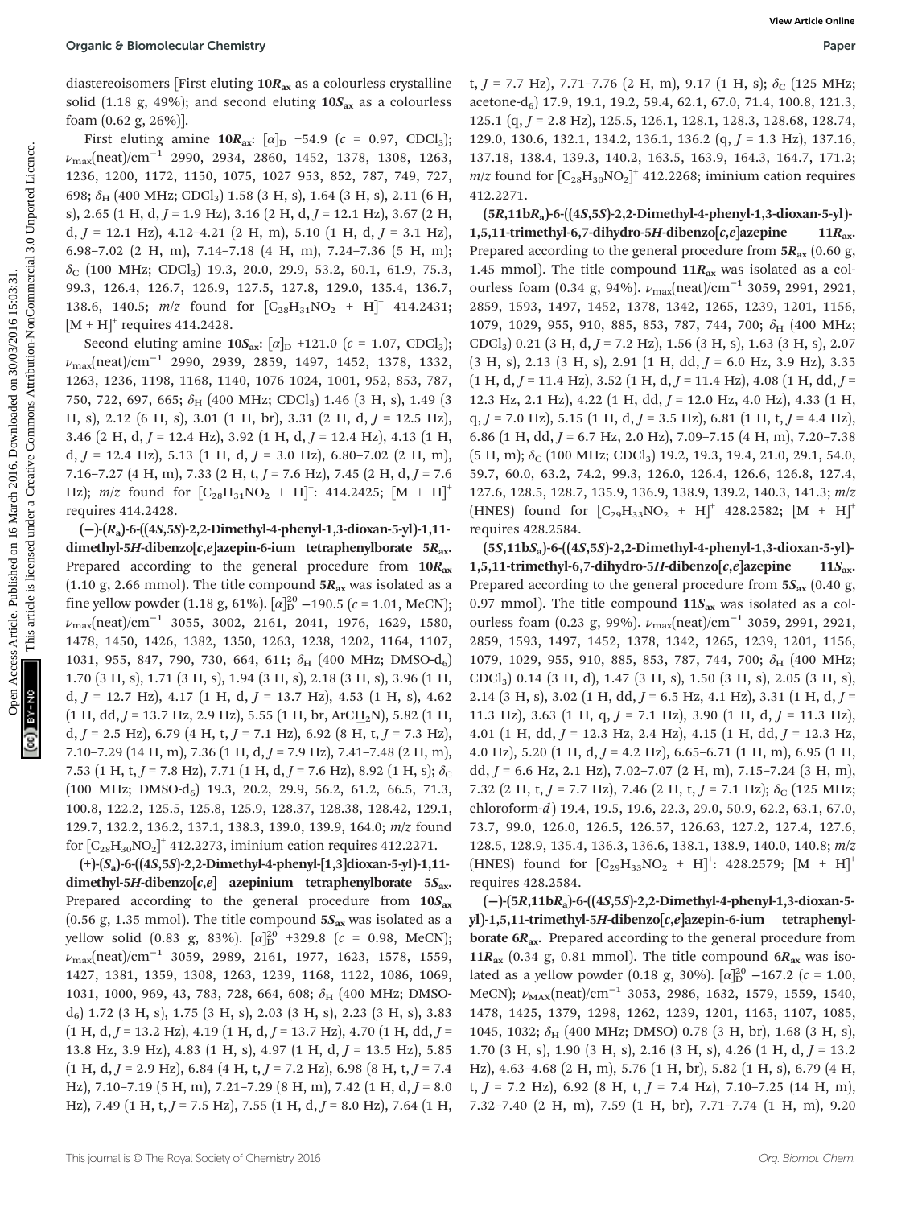diastereoisomers [First eluting **10*R*ax** as a colourless crystalline solid (1.18 g, 49%); and second eluting **10*S*ax** as a colourless foam (0.62 g, 26%)].

First eluting amine **10*R*ax**: $[\alpha]_D$ +54.9 ($c$ = 0.97, $CDCl_3$); $\nu_{max}$(neat)/cm$^{-1}$ 2990, 2934, 2860, 1452, 1378, 1308, 1263, 1236, 1200, 1172, 1150, 1075, 1027 953, 852, 787, 749, 727, 698; $\delta_H$ (400 MHz; $CDCl_3$) 1.58 (3 H, s), 1.64 (3 H, s), 2.11 (6 H, s), 2.65 (1 H, d, $J$ = 1.9 Hz), 3.16 (2 H, d, $J$ = 12.1 Hz), 3.67 (2 H, d, $J$ = 12.1 Hz), 4.12–4.21 (2 H, m), 5.10 (1 H, d, $J$ = 3.1 Hz), 6.98–7.02 (2 H, m), 7.14–7.18 (4 H, m), 7.24–7.36 (5 H, m); $\delta_C$ (100 MHz; $CDCl_3$) 19.3, 20.0, 29.9, 53.2, 60.1, 61.9, 75.3, 99.3, 126.4, 126.7, 126.9, 127.5, 127.8, 129.0, 135.4, 136.7, 138.6, 140.5; $m/z$ found for $[C_{28}H_{31}NO_2 + H]^+$ 414.2431; $[M + H]^+$ requires 414.2428.

Second eluting amine **10*S*ax**: $[\alpha]_D$ +121.0 ($c$ = 1.07, $CDCl_3$); $\nu_{max}$(neat)/cm$^{-1}$ 2990, 2939, 2859, 1497, 1452, 1378, 1332, 1263, 1236, 1198, 1168, 1140, 1076 1024, 1001, 952, 853, 787, 750, 722, 697, 665; $\delta_H$ (400 MHz; $CDCl_3$) 1.46 (3 H, s), 1.49 (3 H, s), 2.12 (6 H, s), 3.01 (1 H, br), 3.31 (2 H, d, $J$ = 12.5 Hz), 3.46 (2 H, d, $J$ = 12.4 Hz), 3.92 (1 H, d, $J$ = 12.4 Hz), 4.13 (1 H, d, $J$ = 12.4 Hz), 5.13 (1 H, d, $J$ = 3.0 Hz), 6.80–7.02 (2 H, m), 7.16–7.27 (4 H, m), 7.33 (2 H, t, $J$ = 7.6 Hz), 7.45 (2 H, d, $J$ = 7.6 Hz); $m/z$ found for $[C_{28}H_{31}NO_2 + H]^+$: 414.2425; $[M + H]^+$ requires 414.2428.

**(−)-($R_a$)-6-((4$S$,5$S$)-2,2-Dimethyl-4-phenyl-1,3-dioxan-5-yl)-1,11-dimethyl-5*H*-dibenzo[*c*,*e*]azepin-6-ium tetraphenylborate 5*R*ax.** Prepared according to the general procedure from **10*R*ax** (1.10 g, 2.66 mmol). The title compound **5*R*ax** was isolated as a fine yellow powder (1.18 g, 61%). $[\alpha]_D^{20}$ −190.5 ($c$ = 1.01, MeCN); $\nu_{max}$(neat)/cm$^{-1}$ 3055, 3002, 2161, 2041, 1976, 1629, 1580, 1478, 1450, 1426, 1382, 1350, 1263, 1238, 1202, 1164, 1107, 1031, 955, 847, 790, 730, 664, 611; $\delta_H$ (400 MHz; DMSO-$d_6$) 1.70 (3 H, s), 1.71 (3 H, s), 1.94 (3 H, s), 2.18 (3 H, s), 3.96 (1 H, d, $J$ = 12.7 Hz), 4.17 (1 H, d, $J$ = 13.7 Hz), 4.53 (1 H, s), 4.62 (1 H, dd, $J$ = 13.7 Hz, 2.9 Hz), 5.55 (1 H, br, ArC$H_2$N), 5.82 (1 H, d, $J$ = 2.5 Hz), 6.79 (4 H, t, $J$ = 7.1 Hz), 6.92 (8 H, t, $J$ = 7.3 Hz), 7.10–7.29 (14 H, m), 7.36 (1 H, d, $J$ = 7.9 Hz), 7.41–7.48 (2 H, m), 7.53 (1 H, t, $J$ = 7.8 Hz), 7.71 (1 H, d, $J$ = 7.6 Hz), 8.92 (1 H, s); $\delta_C$ (100 MHz; DMSO-$d_6$) 19.3, 20.2, 29.9, 56.2, 61.2, 66.5, 71.3, 100.8, 122.2, 125.5, 125.8, 125.9, 128.37, 128.38, 128.42, 129.1, 129.7, 132.2, 136.2, 137.1, 138.3, 139.0, 139.9, 164.0; $m/z$ found for $[C_{28}H_{30}NO_2]^+$ 412.2273, iminium cation requires 412.2271.

**(+)-($S_a$)-6-((4$S$,5$S$)-2,2-Dimethyl-4-phenyl-[1,3]dioxan-5-yl)-1,11-dimethyl-5*H*-dibenzo[*c*,*e*] azepinium tetraphenylborate 5*S*ax.** Prepared according to the general procedure from **10*S*ax** (0.56 g, 1.35 mmol). The title compound **5*S*ax** was isolated as a yellow solid (0.83 g, 83%). $[\alpha]_D^{20}$ +329.8 ($c$ = 0.98, MeCN); $\nu_{max}$(neat)/cm$^{-1}$ 3059, 2989, 2161, 1977, 1623, 1578, 1559, 1427, 1381, 1359, 1308, 1263, 1239, 1168, 1122, 1086, 1069, 1031, 1000, 969, 43, 783, 728, 664, 608; $\delta_H$ (400 MHz; DMSO-$d_6$) 1.72 (3 H, s), 1.75 (3 H, s), 2.03 (3 H, s), 2.23 (3 H, s), 3.83 (1 H, d, $J$ = 13.2 Hz), 4.19 (1 H, d, $J$ = 13.7 Hz), 4.70 (1 H, dd, $J$ = 13.8 Hz, 3.9 Hz), 4.83 (1 H, s), 4.97 (1 H, d, $J$ = 13.5 Hz), 5.85 (1 H, d, $J$ = 2.9 Hz), 6.84 (4 H, t, $J$ = 7.2 Hz), 6.98 (8 H, t, $J$ = 7.4 Hz), 7.10–7.19 (5 H, m), 7.21–7.29 (8 H, m), 7.42 (1 H, d, $J$ = 8.0 Hz), 7.49 (1 H, t, $J$ = 7.5 Hz), 7.55 (1 H, d, $J$ = 8.0 Hz), 7.64 (1 H, t, $J$ = 7.7 Hz), 7.71–7.76 (2 H, m), 9.17 (1 H, s); $\delta_C$ (125 MHz; acetone-$d_6$) 17.9, 19.1, 19.2, 59.4, 62.1, 67.0, 71.4, 100.8, 121.3, 125.1 (q, $J$ = 2.8 Hz), 125.5, 126.1, 128.1, 128.3, 128.68, 128.74, 129.0, 130.6, 132.1, 134.2, 136.1, 136.2 (q, $J$ = 1.3 Hz), 137.16, 137.18, 138.4, 139.3, 140.2, 163.5, 163.9, 164.3, 164.7, 171.2; $m/z$ found for $[C_{28}H_{30}NO_2]^+$ 412.2268; iminium cation requires 412.2271.

**(5$R$,11b$R_a$)-6-((4$S$,5$S$)-2,2-Dimethyl-4-phenyl-1,3-dioxan-5-yl)-1,5,11-trimethyl-6,7-dihydro-5*H*-dibenzo[*c*,*e*]azepine 11*R*ax.** Prepared according to the general procedure from **5*R*ax** (0.60 g, 1.45 mmol). The title compound **11*R*ax** was isolated as a colourless foam (0.34 g, 94%). $\nu_{max}$(neat)/cm$^{-1}$ 3059, 2991, 2921, 2859, 1593, 1497, 1452, 1378, 1342, 1265, 1239, 1201, 1156, 1079, 1029, 955, 910, 885, 853, 787, 744, 700; $\delta_H$ (400 MHz; $CDCl_3$) 0.21 (3 H, d, $J$ = 7.2 Hz), 1.56 (3 H, s), 1.63 (3 H, s), 2.07 (3 H, s), 2.13 (3 H, s), 2.91 (1 H, dd, $J$ = 6.0 Hz, 3.9 Hz), 3.35 (1 H, d, $J$ = 11.4 Hz), 3.52 (1 H, d, $J$ = 11.4 Hz), 4.08 (1 H, dd, $J$ = 12.3 Hz, 2.1 Hz), 4.22 (1 H, dd, $J$ = 12.0 Hz, 4.0 Hz), 4.33 (1 H, q, $J$ = 7.0 Hz), 5.15 (1 H, d, $J$ = 3.5 Hz), 6.81 (1 H, t, $J$ = 4.4 Hz), 6.86 (1 H, dd, $J$ = 6.7 Hz, 2.0 Hz), 7.09–7.15 (4 H, m), 7.20–7.38 (5 H, m); $\delta_C$ (100 MHz; $CDCl_3$) 19.2, 19.3, 19.4, 21.0, 29.1, 54.0, 59.7, 60.0, 63.2, 74.2, 99.3, 126.0, 126.4, 126.6, 126.8, 127.4, 127.6, 128.5, 128.7, 135.9, 136.9, 138.9, 139.2, 140.3, 141.3; $m/z$ (HNES) found for $[C_{29}H_{33}NO_2 + H]^+$ 428.2582; $[M + H]^+$ requires 428.2584.

**(5$S$,11b$S_a$)-6-((4$S$,5$S$)-2,2-Dimethyl-4-phenyl-1,3-dioxan-5-yl)-1,5,11-trimethyl-6,7-dihydro-5*H*-dibenzo[*c*,*e*]azepine 11*S*ax.** Prepared according to the general procedure from **5*S*ax** (0.40 g, 0.97 mmol). The title compound **11*S*ax** was isolated as a colourless foam (0.23 g, 99%). $\nu_{max}$(neat)/cm$^{-1}$ 3059, 2991, 2921, 2859, 1593, 1497, 1452, 1378, 1342, 1265, 1239, 1201, 1156, 1079, 1029, 955, 910, 885, 853, 787, 744, 700; $\delta_H$ (400 MHz; $CDCl_3$) 0.14 (3 H, d), 1.47 (3 H, s), 1.50 (3 H, s), 2.05 (3 H, s), 2.14 (3 H, s), 3.02 (1 H, dd, $J$ = 6.5 Hz, 4.1 Hz), 3.31 (1 H, d, $J$ = 11.3 Hz), 3.63 (1 H, q, $J$ = 7.1 Hz), 3.90 (1 H, d, $J$ = 11.3 Hz), 4.01 (1 H, dd, $J$ = 12.3 Hz, 2.4 Hz), 4.15 (1 H, dd, $J$ = 12.3 Hz, 4.0 Hz), 5.20 (1 H, d, $J$ = 4.2 Hz), 6.65–6.71 (1 H, m), 6.95 (1 H, dd, $J$ = 6.6 Hz, 2.1 Hz), 7.02–7.07 (2 H, m), 7.15–7.24 (3 H, m), 7.32 (2 H, t, $J$ = 7.7 Hz), 7.46 (2 H, t, $J$ = 7.1 Hz); $\delta_C$ (125 MHz; chloroform-$d$) 19.4, 19.5, 19.6, 22.3, 29.0, 50.9, 62.2, 63.1, 67.0, 73.7, 99.0, 126.0, 126.5, 126.57, 126.63, 127.2, 127.4, 127.6, 128.5, 128.9, 135.4, 136.3, 136.6, 138.1, 138.9, 140.0, 140.8; $m/z$ (HNES) found for $[C_{29}H_{33}NO_2 + H]^+$: 428.2579; $[M + H]^+$ requires 428.2584.

**(−)-(5$R$,11b$R_a$)-6-((4$S$,5$S$)-2,2-Dimethyl-4-phenyl-1,3-dioxan-5-yl)-1,5,11-trimethyl-5*H*-dibenzo[*c*,*e*]azepin-6-ium tetraphenylborate 6*R*ax.** Prepared according to the general procedure from **11*R*ax** (0.34 g, 0.81 mmol). The title compound **6*R*ax** was isolated as a yellow powder (0.18 g, 30%). $[\alpha]_D^{20}$ −167.2 ($c$ = 1.00, MeCN); $\nu_{MAX}$(neat)/cm$^{-1}$ 3053, 2986, 1632, 1579, 1559, 1540, 1478, 1425, 1379, 1298, 1262, 1239, 1201, 1165, 1107, 1085, 1045, 1032; $\delta_H$ (400 MHz; DMSO) 0.78 (3 H, br), 1.68 (3 H, s), 1.70 (3 H, s), 1.90 (3 H, s), 2.16 (3 H, s), 4.26 (1 H, d, $J$ = 13.2 Hz), 4.63–4.68 (2 H, m), 5.76 (1 H, br), 5.82 (1 H, s), 6.79 (4 H, t, $J$ = 7.2 Hz), 6.92 (8 H, t, $J$ = 7.4 Hz), 7.10–7.25 (14 H, m), 7.32–7.40 (2 H, m), 7.59 (1 H, br), 7.71–7.74 (1 H, m), 9.20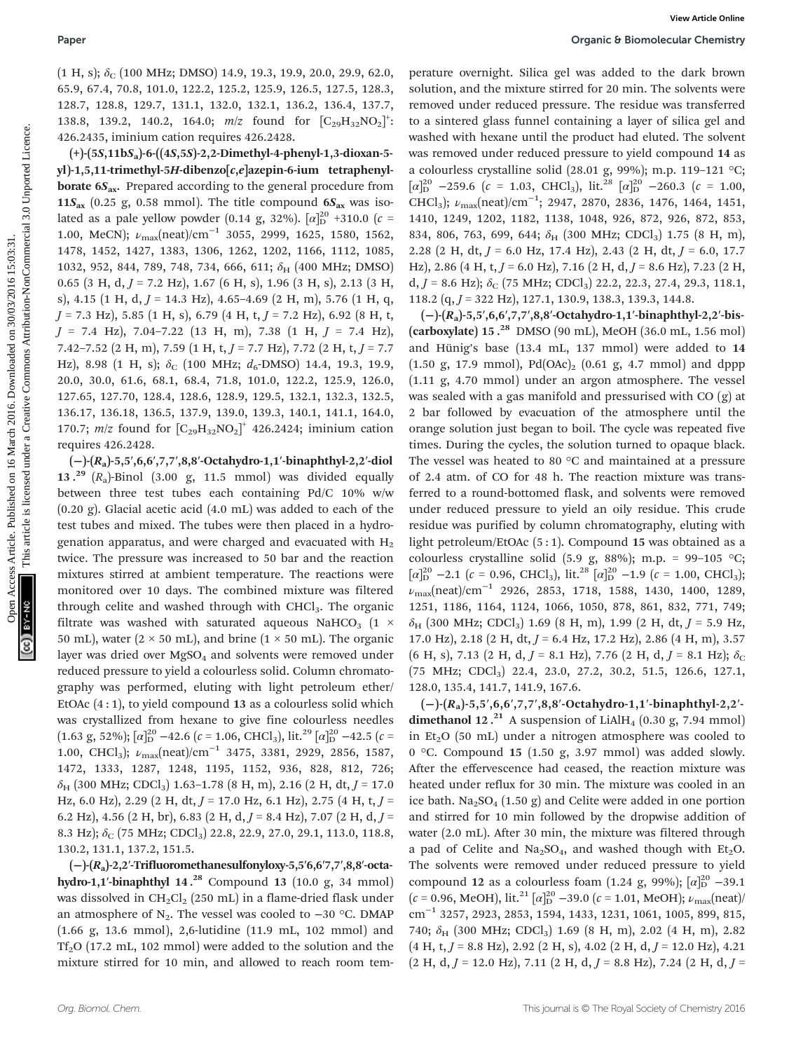(1 H, s); $\delta_C$ (100 MHz; DMSO) 14.9, 19.3, 19.9, 20.0, 29.9, 62.0, 65.9, 67.4, 70.8, 101.0, 122.2, 125.2, 125.9, 126.5, 127.5, 128.3, 128.7, 128.8, 129.7, 131.1, 132.0, 132.1, 136.2, 136.4, 137.7, 138.8, 139.2, 140.2, 164.0; *m/z* found for $[C_{29}H_{32}NO_2]^+$: 426.2435, iminium cation requires 426.2428.

**(+)-(5*S*,11b*S*a)-6-((4*S*,5*S*)-2,2-Dimethyl-4-phenyl-1,3-dioxan-5-yl)-1,5,11-trimethyl-5*H*-dibenzo[*c*,*e*]azepin-6-ium tetraphenylborate 6*S*ax.** Prepared according to the general procedure from **11*S*ax** (0.25 g, 0.58 mmol). The title compound **6*S*ax** was isolated as a pale yellow powder (0.14 g, 32%). $[\alpha]_D^{20}$ +310.0 (*c* = 1.00, MeCN); $\nu_{max}$(neat)/cm$^{-1}$ 3055, 2999, 1625, 1580, 1562, 1478, 1452, 1427, 1383, 1306, 1262, 1202, 1166, 1112, 1085, 1032, 952, 844, 789, 748, 734, 666, 611; $\delta_H$ (400 MHz; DMSO) 0.65 (3 H, d, *J* = 7.2 Hz), 1.67 (6 H, s), 1.96 (3 H, s), 2.13 (3 H, s), 4.15 (1 H, d, *J* = 14.3 Hz), 4.65–4.69 (2 H, m), 5.76 (1 H, q, *J* = 7.3 Hz), 5.85 (1 H, s), 6.79 (4 H, t, *J* = 7.2 Hz), 6.92 (8 H, t, *J* = 7.4 Hz), 7.04–7.22 (13 H, m), 7.38 (1 H, *J* = 7.4 Hz), 7.42–7.52 (2 H, m), 7.59 (1 H, t, *J* = 7.7 Hz), 7.72 (2 H, t, *J* = 7.7 Hz), 8.98 (1 H, s); $\delta_C$ (100 MHz; $d_6$-DMSO) 14.4, 19.3, 19.9, 20.0, 30.0, 61.6, 68.1, 68.4, 71.8, 101.0, 122.2, 125.9, 126.0, 127.65, 127.70, 128.4, 128.6, 128.9, 129.5, 132.1, 132.3, 132.5, 136.17, 136.18, 136.5, 137.9, 139.0, 139.3, 140.1, 141.1, 164.0, 170.7; *m/z* found for $[C_{29}H_{32}NO_2]^+$ 426.2424; iminium cation requires 426.2428.

**(−)-(*R*a)-5,5′,6,6′,7,7′,8,8′-Octahydro-1,1′-binaphthyl-2,2′-diol 13.**[29] (*R*a)-Binol (3.00 g, 11.5 mmol) was divided equally between three test tubes each containing Pd/C 10% w/w (0.20 g). Glacial acetic acid (4.0 mL) was added to each of the test tubes and mixed. The tubes were then placed in a hydrogenation apparatus, and were charged and evacuated with $H_2$ twice. The pressure was increased to 50 bar and the reaction mixtures stirred at ambient temperature. The reactions were monitored over 10 days. The combined mixture was filtered through celite and washed through with $CHCl_3$. The organic filtrate was washed with saturated aqueous $NaHCO_3$ (1 × 50 mL), water (2 × 50 mL), and brine (1 × 50 mL). The organic layer was dried over $MgSO_4$ and solvents were removed under reduced pressure to yield a colourless solid. Column chromatography was performed, eluting with light petroleum ether/EtOAc (4 : 1), to yield compound **13** as a colourless solid which was crystallized from hexane to give fine colourless needles (1.63 g, 52%); $[\alpha]_D^{20}$ −42.6 (*c* = 1.06, $CHCl_3$), lit.[29] $[\alpha]_D^{20}$ −42.5 (*c* = 1.00, $CHCl_3$); $\nu_{max}$(neat)/cm$^{-1}$ 3475, 3381, 2929, 2856, 1587, 1472, 1333, 1287, 1248, 1195, 1152, 936, 828, 812, 726; $\delta_H$ (300 MHz; $CDCl_3$) 1.63–1.78 (8 H, m), 2.16 (2 H, dt, *J* = 17.0 Hz, 6.0 Hz), 2.29 (2 H, dt, *J* = 17.0 Hz, 6.1 Hz), 2.75 (4 H, t, *J* = 6.2 Hz), 4.56 (2 H, br), 6.83 (2 H, d, *J* = 8.4 Hz), 7.07 (2 H, d, *J* = 8.3 Hz); $\delta_C$ (75 MHz; $CDCl_3$) 22.8, 22.9, 27.0, 29.1, 113.0, 118.8, 130.2, 131.1, 137.2, 151.5.

**(−)-(*R*a)-2,2′-Trifluoromethanesulfonyloxy-5,5′6,6′7,7′,8,8′-octahydro-1,1′-binaphthyl 14.**[28] Compound **13** (10.0 g, 34 mmol) was dissolved in $CH_2Cl_2$ (250 mL) in a flame-dried flask under an atmosphere of $N_2$. The vessel was cooled to −30 °C. DMAP (1.66 g, 13.6 mmol), 2,6-lutidine (11.9 mL, 102 mmol) and $Tf_2O$ (17.2 mL, 102 mmol) were added to the solution and the mixture stirred for 10 min, and allowed to reach room temperature overnight. Silica gel was added to the dark brown solution, and the mixture stirred for 20 min. The solvents were removed under reduced pressure. The residue was transferred to a sintered glass funnel containing a layer of silica gel and washed with hexane until the product had eluted. The solvent was removed under reduced pressure to yield compound **14** as a colourless crystalline solid (28.01 g, 99%); m.p. 119–121 °C; $[\alpha]_D^{20}$ −259.6 (*c* = 1.03, $CHCl_3$), lit.[28] $[\alpha]_D^{20}$ −260.3 (*c* = 1.00, $CHCl_3$); $\nu_{max}$(neat)/cm$^{-1}$; 2947, 2870, 2836, 1476, 1464, 1451, 1410, 1249, 1202, 1182, 1138, 1048, 926, 872, 926, 872, 853, 834, 806, 763, 699, 644; $\delta_H$ (300 MHz; $CDCl_3$) 1.75 (8 H, m), 2.28 (2 H, dt, *J* = 6.0 Hz, 17.4 Hz), 2.43 (2 H, dt, *J* = 6.0, 17.7 Hz), 2.86 (4 H, t, *J* = 6.0 Hz), 7.16 (2 H, d, *J* = 8.6 Hz), 7.23 (2 H, d, *J* = 8.6 Hz); $\delta_C$ (75 MHz; $CDCl_3$) 22.2, 22.3, 27.4, 29.3, 118.1, 118.2 (q, *J* = 322 Hz), 127.1, 130.9, 138.3, 139.3, 144.8.

**(−)-(*R*a)-5,5′,6,6′,7,7′,8,8′-Octahydro-1,1′-binaphthyl-2,2′-bis-(carboxylate) 15.**[28] DMSO (90 mL), MeOH (36.0 mL, 1.56 mol) and Hünig's base (13.4 mL, 137 mmol) were added to **14** (1.50 g, 17.9 mmol), $Pd(OAc)_2$ (0.61 g, 4.7 mmol) and dppp (1.11 g, 4.70 mmol) under an argon atmosphere. The vessel was sealed with a gas manifold and pressurised with CO (g) at 2 bar followed by evacuation of the atmosphere until the orange solution just began to boil. The cycle was repeated five times. During the cycles, the solution turned to opaque black. The vessel was heated to 80 °C and maintained at a pressure of 2.4 atm. of CO for 48 h. The reaction mixture was transferred to a round-bottomed flask, and solvents were removed under reduced pressure to yield an oily residue. This crude residue was purified by column chromatography, eluting with light petroleum/EtOAc (5 : 1). Compound **15** was obtained as a colourless crystalline solid (5.9 g, 88%); m.p. = 99–105 °C; $[\alpha]_D^{20}$ −2.1 (*c* = 0.96, $CHCl_3$), lit.[28] $[\alpha]_D^{20}$ −1.9 (*c* = 1.00, $CHCl_3$); $\nu_{max}$(neat)/cm$^{-1}$ 2926, 2853, 1718, 1588, 1430, 1400, 1289, 1251, 1186, 1164, 1124, 1066, 1050, 878, 861, 832, 771, 749; $\delta_H$ (300 MHz; $CDCl_3$) 1.69 (8 H, m), 1.99 (2 H, dt, *J* = 5.9 Hz, 17.0 Hz), 2.18 (2 H, dt, *J* = 6.4 Hz, 17.2 Hz), 2.86 (4 H, m), 3.57 (6 H, s), 7.13 (2 H, d, *J* = 8.1 Hz), 7.76 (2 H, d, *J* = 8.1 Hz); $\delta_C$ (75 MHz; $CDCl_3$) 22.4, 23.0, 27.2, 30.2, 51.5, 126.6, 127.1, 128.0, 135.4, 141.7, 141.9, 167.6.

**(−)-(*R*a)-5,5′,6,6′,7,7′,8,8′-Octahydro-1,1′-binaphthyl-2,2′-dimethanol 12.**[21] A suspension of $LiAlH_4$ (0.30 g, 7.94 mmol) in $Et_2O$ (50 mL) under a nitrogen atmosphere was cooled to 0 °C. Compound **15** (1.50 g, 3.97 mmol) was added slowly. After the effervescence had ceased, the reaction mixture was heated under reflux for 30 min. The mixture was cooled in an ice bath. $Na_2SO_4$ (1.50 g) and Celite were added in one portion and stirred for 10 min followed by the dropwise addition of water (2.0 mL). After 30 min, the mixture was filtered through a pad of Celite and $Na_2SO_4$, and washed though with $Et_2O$. The solvents were removed under reduced pressure to yield compound **12** as a colourless foam (1.24 g, 99%); $[\alpha]_D^{20}$ −39.1 (*c* = 0.96, MeOH), lit.[21] $[\alpha]_D^{20}$ −39.0 (*c* = 1.01, MeOH); $\nu_{max}$(neat)/cm$^{-1}$ 3257, 2923, 2853, 1594, 1433, 1231, 1061, 1005, 899, 815, 740; $\delta_H$ (300 MHz; $CDCl_3$) 1.69 (8 H, m), 2.02 (4 H, m), 2.82 (4 H, t, *J* = 8.8 Hz), 2.92 (2 H, s), 4.02 (2 H, d, *J* = 12.0 Hz), 4.21 (2 H, d, *J* = 12.0 Hz), 7.11 (2 H, d, *J* = 8.8 Hz), 7.24 (2 H, d, *J* =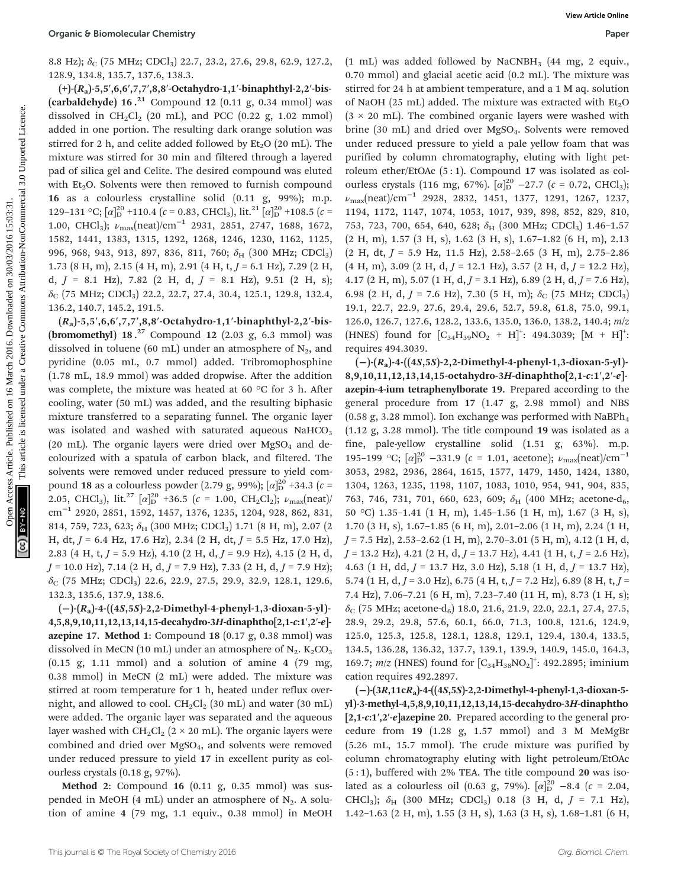8.8 Hz); $\delta_C$ (75 MHz; CDCl$_3$) 22.7, 23.2, 27.6, 29.8, 62.9, 127.2, 128.9, 134.8, 135.7, 137.6, 138.3.

**(+)-($R_a$)-5,5′,6,6′,7,7′,8,8′-Octahydro-1,1′-binaphthyl-2,2′-bis-(carbaldehyde) 16.**[21] Compound **12** (0.11 g, 0.34 mmol) was dissolved in CH$_2$Cl$_2$ (20 mL), and PCC (0.22 g, 1.02 mmol) added in one portion. The resulting dark orange solution was stirred for 2 h, and celite added followed by Et$_2$O (20 mL). The mixture was stirred for 30 min and filtered through a layered pad of silica gel and Celite. The desired compound was eluted with Et$_2$O. Solvents were then removed to furnish compound **16** as a colourless crystalline solid (0.11 g, 99%); m.p. 129–131 °C; $[\alpha]_D^{20}$ +110.4 ($c$ = 0.83, CHCl$_3$), lit.[21] $[\alpha]_D^{20}$ +108.5 ($c$ = 1.00, CHCl$_3$); $\nu_{max}$(neat)/cm$^{-1}$ 2931, 2851, 2747, 1688, 1672, 1582, 1441, 1383, 1315, 1292, 1268, 1246, 1230, 1162, 1125, 996, 968, 943, 913, 897, 836, 811, 760; $\delta_H$ (300 MHz; CDCl$_3$) 1.73 (8 H, m), 2.15 (4 H, m), 2.91 (4 H, t, $J$ = 6.1 Hz), 7.29 (2 H, d, $J$ = 8.1 Hz), 7.82 (2 H, d, $J$ = 8.1 Hz), 9.51 (2 H, s); $\delta_C$ (75 MHz; CDCl$_3$) 22.2, 22.7, 27.4, 30.4, 125.1, 129.8, 132.4, 136.2, 140.7, 145.2, 191.5.

**($R_a$)-5,5′,6,6′,7,7′,8,8′-Octahydro-1,1′-binaphthyl-2,2′-bis-(bromomethyl) 18.**[27] Compound **12** (2.03 g, 6.3 mmol) was dissolved in toluene (60 mL) under an atmosphere of N$_2$, and pyridine (0.05 mL, 0.7 mmol) added. Tribromophosphine (1.78 mL, 18.9 mmol) was added dropwise. After the addition was complete, the mixture was heated at 60 °C for 3 h. After cooling, water (50 mL) was added, and the resulting biphasic mixture transferred to a separating funnel. The organic layer was isolated and washed with saturated aqueous NaHCO$_3$ (20 mL). The organic layers were dried over MgSO$_4$ and decolourized with a spatula of carbon black, and filtered. The solvents were removed under reduced pressure to yield compound **18** as a colourless powder (2.79 g, 99%); $[\alpha]_D^{20}$ +34.3 ($c$ = 2.05, CHCl$_3$), lit.[27] $[\alpha]_D^{20}$ +36.5 ($c$ = 1.00, CH$_2$Cl$_2$); $\nu_{max}$(neat)/cm$^{-1}$ 2920, 2851, 1592, 1457, 1376, 1235, 1204, 928, 862, 831, 814, 759, 723, 623; $\delta_H$ (300 MHz; CDCl$_3$) 1.71 (8 H, m), 2.07 (2 H, dt, $J$ = 6.4 Hz, 17.6 Hz), 2.34 (2 H, dt, $J$ = 5.5 Hz, 17.0 Hz), 2.83 (4 H, t, $J$ = 5.9 Hz), 4.10 (2 H, d, $J$ = 9.9 Hz), 4.15 (2 H, d, $J$ = 10.0 Hz), 7.14 (2 H, d, $J$ = 7.9 Hz), 7.33 (2 H, d, $J$ = 7.9 Hz); $\delta_C$ (75 MHz; CDCl$_3$) 22.6, 22.9, 27.5, 29.9, 32.9, 128.1, 129.6, 132.3, 135.6, 137.9, 138.6.

**(−)-($R_a$)-4-((4$S$,5$S$)-2,2-Dimethyl-4-phenyl-1,3-dioxan-5-yl)-4,5,8,9,10,11,12,13,14,15-decahydro-3$H$-dinaphtho[2,1-$c$:1′,2′-$e$]-azepine 17. Method 1**: Compound **18** (0.17 g, 0.38 mmol) was dissolved in MeCN (10 mL) under an atmosphere of N$_2$. K$_2$CO$_3$ (0.15 g, 1.11 mmol) and a solution of amine **4** (79 mg, 0.38 mmol) in MeCN (2 mL) were added. The mixture was stirred at room temperature for 1 h, heated under reflux overnight, and allowed to cool. CH$_2$Cl$_2$ (30 mL) and water (30 mL) were added. The organic layer was separated and the aqueous layer washed with CH$_2$Cl$_2$ (2 × 20 mL). The organic layers were combined and dried over MgSO$_4$, and solvents were removed under reduced pressure to yield **17** in excellent purity as colourless crystals (0.18 g, 97%).

**Method 2**: Compound **16** (0.11 g, 0.35 mmol) was suspended in MeOH (4 mL) under an atmosphere of N$_2$. A solution of amine **4** (79 mg, 1.1 equiv., 0.38 mmol) in MeOH (1 mL) was added followed by NaCNBH$_3$ (44 mg, 2 equiv., 0.70 mmol) and glacial acetic acid (0.2 mL). The mixture was stirred for 24 h at ambient temperature, and a 1 M aq. solution of NaOH (25 mL) added. The mixture was extracted with Et$_2$O (3 × 20 mL). The combined organic layers were washed with brine (30 mL) and dried over MgSO$_4$. Solvents were removed under reduced pressure to yield a pale yellow foam that was purified by column chromatography, eluting with light petroleum ether/EtOAc (5 : 1). Compound **17** was isolated as colourless crystals (116 mg, 67%). $[\alpha]_D^{20}$ −27.7 ($c$ = 0.72, CHCl$_3$); $\nu_{max}$(neat)/cm$^{-1}$ 2928, 2832, 1451, 1377, 1291, 1267, 1237, 1194, 1172, 1147, 1074, 1053, 1017, 939, 898, 852, 829, 810, 753, 723, 700, 654, 640, 628; $\delta_H$ (300 MHz; CDCl$_3$) 1.46–1.57 (2 H, m), 1.57 (3 H, s), 1.62 (3 H, s), 1.67–1.82 (6 H, m), 2.13 (2 H, dt, $J$ = 5.9 Hz, 11.5 Hz), 2.58–2.65 (3 H, m), 2.75–2.86 (4 H, m), 3.09 (2 H, d, $J$ = 12.1 Hz), 3.57 (2 H, d, $J$ = 12.2 Hz), 4.17 (2 H, m), 5.07 (1 H, d, $J$ = 3.1 Hz), 6.89 (2 H, d, $J$ = 7.6 Hz), 6.98 (2 H, d, $J$ = 7.6 Hz), 7.30 (5 H, m); $\delta_C$ (75 MHz; CDCl$_3$) 19.1, 22.7, 22.9, 27.6, 29.4, 29.6, 52.7, 59.8, 61.8, 75.0, 99.1, 126.0, 126.7, 127.6, 128.2, 133.6, 135.0, 136.0, 138.2, 140.4; $m/z$ (HNES) found for [C$_{34}$H$_{39}$NO$_2$ + H]$^+$: 494.3039; [M + H]$^+$: requires 494.3039.

**(−)-($R_a$)-4-((4$S$,5$S$)-2,2-Dimethyl-4-phenyl-1,3-dioxan-5-yl)-8,9,10,11,12,13,14,15-octahydro-3$H$-dinaphtho[2,1-$c$:1′,2′-$e$]-azepin-4-ium tetraphenylborate 19.** Prepared according to the general procedure from **17** (1.47 g, 2.98 mmol) and NBS (0.58 g, 3.28 mmol). Ion exchange was performed with NaBPh$_4$ (1.12 g, 3.28 mmol). The title compound **19** was isolated as a fine, pale-yellow crystalline solid (1.51 g, 63%). m.p. 195–199 °C; $[\alpha]_D^{20}$ −331.9 ($c$ = 1.01, acetone); $\nu_{max}$(neat)/cm$^{-1}$ 3053, 2982, 2936, 2864, 1615, 1577, 1479, 1450, 1424, 1380, 1304, 1263, 1235, 1198, 1107, 1083, 1010, 954, 941, 904, 835, 763, 746, 731, 701, 660, 623, 609; $\delta_H$ (400 MHz; acetone-d$_6$, 50 °C) 1.35–1.41 (1 H, m), 1.45–1.56 (1 H, m), 1.67 (3 H, s), 1.70 (3 H, s), 1.67–1.85 (6 H, m), 2.01–2.06 (1 H, m), 2.24 (1 H, $J$ = 7.5 Hz), 2.53–2.62 (1 H, m), 2.70–3.01 (5 H, m), 4.12 (1 H, d, $J$ = 13.2 Hz), 4.21 (2 H, d, $J$ = 13.7 Hz), 4.41 (1 H, t, $J$ = 2.6 Hz), 4.63 (1 H, dd, $J$ = 13.7 Hz, 3.0 Hz), 5.18 (1 H, d, $J$ = 13.7 Hz), 5.74 (1 H, d, $J$ = 3.0 Hz), 6.75 (4 H, t, $J$ = 7.2 Hz), 6.89 (8 H, t, $J$ = 7.4 Hz), 7.06–7.21 (6 H, m), 7.23–7.40 (11 H, m), 8.73 (1 H, s); $\delta_C$ (75 MHz; acetone-d$_6$) 18.0, 21.6, 21.9, 22.0, 22.1, 27.4, 27.5, 28.9, 29.2, 29.8, 57.6, 60.1, 66.0, 71.3, 100.8, 121.6, 124.9, 125.0, 125.3, 125.8, 128.1, 128.8, 129.1, 129.4, 130.4, 133.5, 134.5, 136.28, 136.32, 137.7, 139.1, 139.9, 140.9, 145.0, 164.3, 169.7; $m/z$ (HNES) found for [C$_{34}$H$_{38}$NO$_2$]$^+$: 492.2895; iminium cation requires 492.2897.

**(−)-(3$R$,11c$R_a$)-4-((4$S$,5$S$)-2,2-Dimethyl-4-phenyl-1,3-dioxan-5-yl)-3-methyl-4,5,8,9,10,11,12,13,14,15-decahydro-3$H$-dinaphtho[2,1-$c$:1′,2′-$e$]azepine 20.** Prepared according to the general procedure from **19** (1.28 g, 1.57 mmol) and 3 M MeMgBr (5.26 mL, 15.7 mmol). The crude mixture was purified by column chromatography eluting with light petroleum/EtOAc (5 : 1), buffered with 2% TEA. The title compound **20** was isolated as a colourless oil (0.63 g, 79%). $[\alpha]_D^{20}$ −8.4 ($c$ = 2.04, CHCl$_3$); $\delta_H$ (300 MHz; CDCl$_3$) 0.18 (3 H, d, $J$ = 7.1 Hz), 1.42–1.63 (2 H, m), 1.55 (3 H, s), 1.63 (3 H, s), 1.68–1.81 (6 H,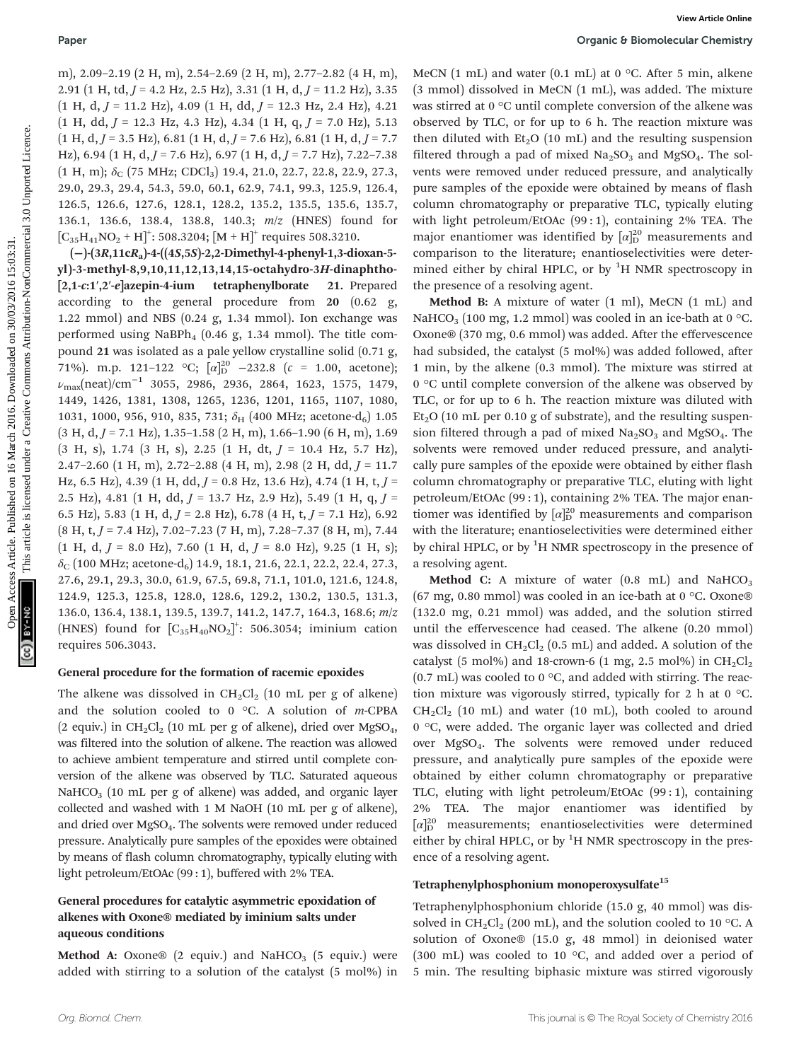m), 2.09–2.19 (2 H, m), 2.54–2.69 (2 H, m), 2.77–2.82 (4 H, m), 2.91 (1 H, td, *J* = 4.2 Hz, 2.5 Hz), 3.31 (1 H, d, *J* = 11.2 Hz), 3.35 (1 H, d, *J* = 11.2 Hz), 4.09 (1 H, dd, *J* = 12.3 Hz, 2.4 Hz), 4.21 (1 H, dd, *J* = 12.3 Hz, 4.3 Hz), 4.34 (1 H, q, *J* = 7.0 Hz), 5.13 (1 H, d, *J* = 3.5 Hz), 6.81 (1 H, d, *J* = 7.6 Hz), 6.81 (1 H, d, *J* = 7.7 Hz), 6.94 (1 H, d, *J* = 7.6 Hz), 6.97 (1 H, d, *J* = 7.7 Hz), 7.22–7.38 (1 H, m); $\delta_C$ (75 MHz; $CDCl_3$) 19.4, 21.0, 22.7, 22.8, 22.9, 27.3, 29.0, 29.3, 29.4, 54.3, 59.0, 60.1, 62.9, 74.1, 99.3, 125.9, 126.4, 126.5, 126.6, 127.6, 128.1, 128.2, 135.2, 135.5, 135.6, 135.7, 136.1, 136.6, 138.4, 138.8, 140.3; *m*/*z* (HNES) found for $[C_{35}H_{41}NO_2 + H]^+$: 508.3204; $[M + H]^+$ requires 508.3210.

**(−)-(3*R*,11c*R*a)-4-((4*S*,5*S*)-2,2-Dimethyl-4-phenyl-1,3-dioxan-5-yl)-3-methyl-8,9,10,11,12,13,14,15-octahydro-3*H*-dinaphtho-[2,1-*c*:1′,2′-*e*]azepin-4-ium tetraphenylborate 21.** Prepared according to the general procedure from **20** (0.62 g, 1.22 mmol) and NBS (0.24 g, 1.34 mmol). Ion exchange was performed using $NaBPh_4$ (0.46 g, 1.34 mmol). The title compound **21** was isolated as a pale yellow crystalline solid (0.71 g, 71%). m.p. 121–122 °C; $[\alpha]_D^{20}$ −232.8 (*c* = 1.00, acetone); $\nu_{max}$(neat)/cm$^{-1}$ 3055, 2986, 2936, 2864, 1623, 1575, 1479, 1449, 1426, 1381, 1308, 1265, 1236, 1201, 1165, 1107, 1080, 1031, 1000, 956, 910, 835, 731; $\delta_H$ (400 MHz; acetone-d$_6$) 1.05 (3 H, d, *J* = 7.1 Hz), 1.35–1.58 (2 H, m), 1.66–1.90 (6 H, m), 1.69 (3 H, s), 1.74 (3 H, s), 2.25 (1 H, dt, *J* = 10.4 Hz, 5.7 Hz), 2.47–2.60 (1 H, m), 2.72–2.88 (4 H, m), 2.98 (2 H, dd, *J* = 11.7 Hz, 6.5 Hz), 4.39 (1 H, dd, *J* = 0.8 Hz, 13.6 Hz), 4.74 (1 H, t, *J* = 2.5 Hz), 4.81 (1 H, dd, *J* = 13.7 Hz, 2.9 Hz), 5.49 (1 H, q, *J* = 6.5 Hz), 5.83 (1 H, d, *J* = 2.8 Hz), 6.78 (4 H, t, *J* = 7.1 Hz), 6.92 (8 H, t, *J* = 7.4 Hz), 7.02–7.23 (7 H, m), 7.28–7.37 (8 H, m), 7.44 (1 H, d, *J* = 8.0 Hz), 7.60 (1 H, d, *J* = 8.0 Hz), 9.25 (1 H, s); $\delta_C$ (100 MHz; acetone-d$_6$) 14.9, 18.1, 21.6, 22.1, 22.2, 22.4, 27.3, 27.6, 29.1, 29.3, 30.0, 61.9, 67.5, 69.8, 71.1, 101.0, 121.6, 124.8, 124.9, 125.3, 125.8, 128.0, 128.6, 129.2, 130.2, 130.5, 131.3, 136.0, 136.4, 138.1, 139.5, 139.7, 141.2, 147.7, 164.3, 168.6; *m*/*z* (HNES) found for $[C_{35}H_{40}NO_2]^+$: 506.3054; iminium cation requires 506.3043.

### General procedure for the formation of racemic epoxides

The alkene was dissolved in $CH_2Cl_2$ (10 mL per g of alkene) and the solution cooled to 0 °C. A solution of *m*-CPBA (2 equiv.) in $CH_2Cl_2$ (10 mL per g of alkene), dried over $MgSO_4$, was filtered into the solution of alkene. The reaction was allowed to achieve ambient temperature and stirred until complete conversion of the alkene was observed by TLC. Saturated aqueous $NaHCO_3$ (10 mL per g of alkene) was added, and organic layer collected and washed with 1 M NaOH (10 mL per g of alkene), and dried over $MgSO_4$. The solvents were removed under reduced pressure. Analytically pure samples of the epoxides were obtained by means of flash column chromatography, typically eluting with light petroleum/EtOAc (99 : 1), buffered with 2% TEA.

### General procedures for catalytic asymmetric epoxidation of alkenes with Oxone® mediated by iminium salts under aqueous conditions

**Method A:** Oxone® (2 equiv.) and $NaHCO_3$ (5 equiv.) were added with stirring to a solution of the catalyst (5 mol%) in MeCN (1 mL) and water (0.1 mL) at 0 °C. After 5 min, alkene (3 mmol) dissolved in MeCN (1 mL), was added. The mixture was stirred at 0 °C until complete conversion of the alkene was observed by TLC, or for up to 6 h. The reaction mixture was then diluted with $Et_2O$ (10 mL) and the resulting suspension filtered through a pad of mixed $Na_2SO_3$ and $MgSO_4$. The solvents were removed under reduced pressure, and analytically pure samples of the epoxide were obtained by means of flash column chromatography or preparative TLC, typically eluting with light petroleum/EtOAc (99 : 1), containing 2% TEA. The major enantiomer was identified by $[\alpha]_D^{20}$ measurements and comparison to the literature; enantioselectivities were determined either by chiral HPLC, or by $^1$H NMR spectroscopy in the presence of a resolving agent.

**Method B:** A mixture of water (1 ml), MeCN (1 mL) and $NaHCO_3$ (100 mg, 1.2 mmol) was cooled in an ice-bath at 0 °C. Oxone® (370 mg, 0.6 mmol) was added. After the effervescence had subsided, the catalyst (5 mol%) was added followed, after 1 min, by the alkene (0.3 mmol). The mixture was stirred at 0 °C until complete conversion of the alkene was observed by TLC, or for up to 6 h. The reaction mixture was diluted with $Et_2O$ (10 mL per 0.10 g of substrate), and the resulting suspension filtered through a pad of mixed $Na_2SO_3$ and $MgSO_4$. The solvents were removed under reduced pressure, and analytically pure samples of the epoxide were obtained by either flash column chromatography or preparative TLC, eluting with light petroleum/EtOAc (99 : 1), containing 2% TEA. The major enantiomer was identified by $[\alpha]_D^{20}$ measurements and comparison with the literature; enantioselectivities were determined either by chiral HPLC, or by $^1$H NMR spectroscopy in the presence of a resolving agent.

**Method C:** A mixture of water (0.8 mL) and $NaHCO_3$ (67 mg, 0.80 mmol) was cooled in an ice-bath at 0 °C. Oxone® (132.0 mg, 0.21 mmol) was added, and the solution stirred until the effervescence had ceased. The alkene (0.20 mmol) was dissolved in $CH_2Cl_2$ (0.5 mL) and added. A solution of the catalyst (5 mol%) and 18-crown-6 (1 mg, 2.5 mol%) in $CH_2Cl_2$ (0.7 mL) was cooled to 0 °C, and added with stirring. The reaction mixture was vigorously stirred, typically for 2 h at 0 °C. $CH_2Cl_2$ (10 mL) and water (10 mL), both cooled to around 0 °C, were added. The organic layer was collected and dried over $MgSO_4$. The solvents were removed under reduced pressure, and analytically pure samples of the epoxide were obtained by either column chromatography or preparative TLC, eluting with light petroleum/EtOAc (99 : 1), containing 2% TEA. The major enantiomer was identified by $[\alpha]_D^{20}$ measurements; enantioselectivities were determined either by chiral HPLC, or by $^1$H NMR spectroscopy in the presence of a resolving agent.

### Tetraphenylphosphonium monoperoxysulfate[15]

Tetraphenylphosphonium chloride (15.0 g, 40 mmol) was dissolved in $CH_2Cl_2$ (200 mL), and the solution cooled to 10 °C. A solution of Oxone® (15.0 g, 48 mmol) in deionised water (300 mL) was cooled to 10 °C, and added over a period of 5 min. The resulting biphasic mixture was stirred vigorously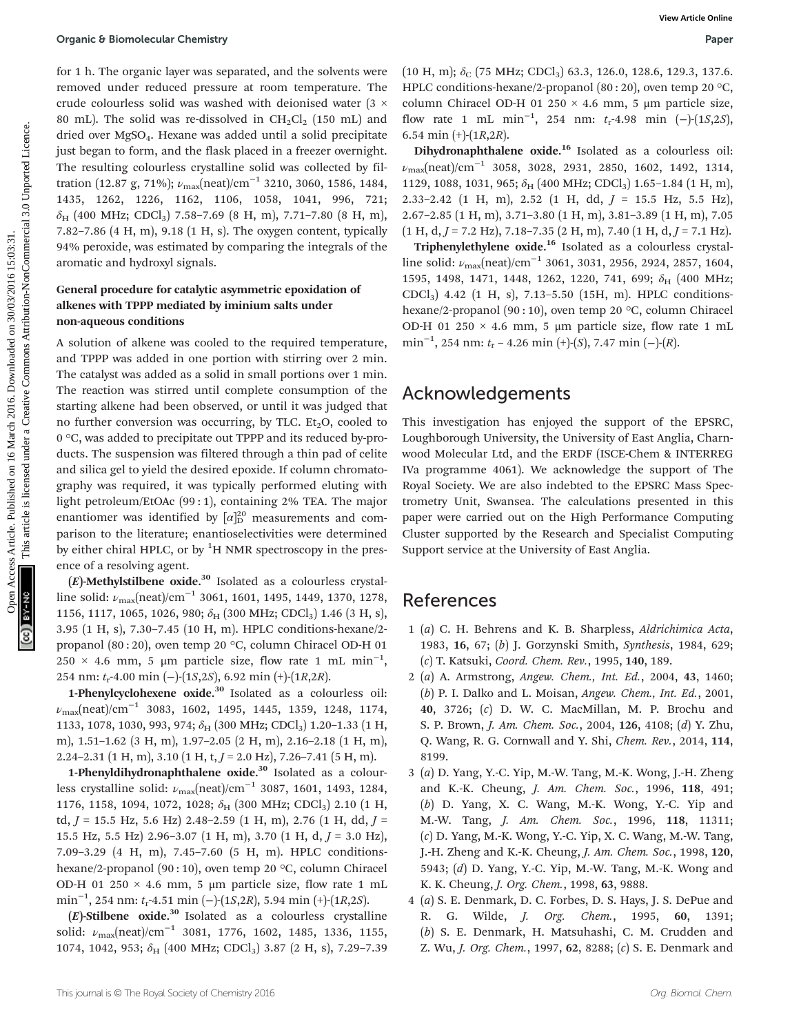for 1 h. The organic layer was separated, and the solvents were removed under reduced pressure at room temperature. The crude colourless solid was washed with deionised water (3 × 80 mL). The solid was re-dissolved in $CH_2Cl_2$ (150 mL) and dried over $MgSO_4$. Hexane was added until a solid precipitate just began to form, and the flask placed in a freezer overnight. The resulting colourless crystalline solid was collected by filtration (12.87 g, 71%); $\nu_{max}$(neat)/cm$^{-1}$ 3210, 3060, 1586, 1484, 1435, 1262, 1226, 1162, 1106, 1058, 1041, 996, 721; $\delta_H$ (400 MHz; $CDCl_3$) 7.58–7.69 (8 H, m), 7.71–7.80 (8 H, m), 7.82–7.86 (4 H, m), 9.18 (1 H, s). The oxygen content, typically 94% peroxide, was estimated by comparing the integrals of the aromatic and hydroxyl signals.

### General procedure for catalytic asymmetric epoxidation of alkenes with TPPP mediated by iminium salts under non-aqueous conditions

A solution of alkene was cooled to the required temperature, and TPPP was added in one portion with stirring over 2 min. The catalyst was added as a solid in small portions over 1 min. The reaction was stirred until complete consumption of the starting alkene had been observed, or until it was judged that no further conversion was occurring, by TLC. $Et_2O$, cooled to 0 °C, was added to precipitate out TPPP and its reduced by-products. The suspension was filtered through a thin pad of celite and silica gel to yield the desired epoxide. If column chromatography was required, it was typically performed eluting with light petroleum/EtOAc (99 : 1), containing 2% TEA. The major enantiomer was identified by $[\alpha]_D^{20}$ measurements and comparison to the literature; enantioselectivities were determined by either chiral HPLC, or by $^1$H NMR spectroscopy in the presence of a resolving agent.

**(*E*)-Methylstilbene oxide.**[30] Isolated as a colourless crystalline solid: $\nu_{max}$(neat)/cm$^{-1}$ 3061, 1601, 1495, 1449, 1370, 1278, 1156, 1117, 1065, 1026, 980; $\delta_H$ (300 MHz; $CDCl_3$) 1.46 (3 H, s), 3.95 (1 H, s), 7.30–7.45 (10 H, m). HPLC conditions-hexane/2-propanol (80 : 20), oven temp 20 °C, column Chiracel OD-H 01 250 × 4.6 mm, 5 μm particle size, flow rate 1 mL min$^{-1}$, 254 nm: $t_r$-4.00 min (−)-(1*S*,2*S*), 6.92 min (+)-(1*R*,2*R*).

**1-Phenylcyclohexene oxide.**[30] Isolated as a colourless oil: $\nu_{max}$(neat)/cm$^{-1}$ 3083, 1602, 1495, 1445, 1359, 1248, 1174, 1133, 1078, 1030, 993, 974; $\delta_H$ (300 MHz; $CDCl_3$) 1.20–1.33 (1 H, m), 1.51–1.62 (3 H, m), 1.97–2.05 (2 H, m), 2.16–2.18 (1 H, m), 2.24–2.31 (1 H, m), 3.10 (1 H, t, *J* = 2.0 Hz), 7.26–7.41 (5 H, m).

**1-Phenyldihydronaphthalene oxide.**[30] Isolated as a colourless crystalline solid: $\nu_{max}$(neat)/cm$^{-1}$ 3087, 1601, 1493, 1284, 1176, 1158, 1094, 1072, 1028; $\delta_H$ (300 MHz; $CDCl_3$) 2.10 (1 H, td, *J* = 15.5 Hz, 5.6 Hz) 2.48–2.59 (1 H, m), 2.76 (1 H, dd, *J* = 15.5 Hz, 5.5 Hz) 2.96–3.07 (1 H, m), 3.70 (1 H, d, *J* = 3.0 Hz), 7.09–3.29 (4 H, m), 7.45–7.60 (5 H, m). HPLC conditions-hexane/2-propanol (90 : 10), oven temp 20 °C, column Chiracel OD-H 01 250 × 4.6 mm, 5 μm particle size, flow rate 1 mL min$^{-1}$, 254 nm: $t_r$-4.51 min (−)-(1*S*,2*R*), 5.94 min (+)-(1*R*,2*S*).

**(*E*)-Stilbene oxide.**[30] Isolated as a colourless crystalline solid: $\nu_{max}$(neat)/cm$^{-1}$ 3081, 1776, 1602, 1485, 1336, 1155, 1074, 1042, 953; $\delta_H$ (400 MHz; $CDCl_3$) 3.87 (2 H, s), 7.29–7.39 (10 H, m); $\delta_C$ (75 MHz; $CDCl_3$) 63.3, 126.0, 128.6, 129.3, 137.6. HPLC conditions-hexane/2-propanol (80 : 20), oven temp 20 °C, column Chiracel OD-H 01 250 × 4.6 mm, 5 μm particle size, flow rate 1 mL min$^{-1}$, 254 nm: $t_r$-4.98 min (−)-(1*S*,2*S*), 6.54 min (+)-(1*R*,2*R*).

**Dihydronaphthalene oxide.**[16] Isolated as a colourless oil: $\nu_{max}$(neat)/cm$^{-1}$ 3058, 3028, 2931, 2850, 1602, 1492, 1314, 1129, 1088, 1031, 965; $\delta_H$ (400 MHz; $CDCl_3$) 1.65–1.84 (1 H, m), 2.33–2.42 (1 H, m), 2.52 (1 H, dd, *J* = 15.5 Hz, 5.5 Hz), 2.67–2.85 (1 H, m), 3.71–3.80 (1 H, m), 3.81–3.89 (1 H, m), 7.05 (1 H, d, *J* = 7.2 Hz), 7.18–7.35 (2 H, m), 7.40 (1 H, d, *J* = 7.1 Hz).

**Triphenylethylene oxide.**[16] Isolated as a colourless crystalline solid: $\nu_{max}$(neat)/cm$^{-1}$ 3061, 3031, 2956, 2924, 2857, 1604, 1595, 1498, 1471, 1448, 1262, 1220, 741, 699; $\delta_H$ (400 MHz; $CDCl_3$) 4.42 (1 H, s), 7.13–5.50 (15H, m). HPLC conditions-hexane/2-propanol (90 : 10), oven temp 20 °C, column Chiracel OD-H 01 250 × 4.6 mm, 5 μm particle size, flow rate 1 mL min$^{-1}$, 254 nm: $t_r$ – 4.26 min (+)-(*S*), 7.47 min (−)-(*R*).

## Acknowledgements

This investigation has enjoyed the support of the EPSRC, Loughborough University, the University of East Anglia, Charnwood Molecular Ltd, and the ERDF (ISCE-Chem & INTERREG IVa programme 4061). We acknowledge the support of The Royal Society. We are also indebted to the EPSRC Mass Spectrometry Unit, Swansea. The calculations presented in this paper were carried out on the High Performance Computing Cluster supported by the Research and Specialist Computing Support service at the University of East Anglia.

## References

1 (*a*) C. H. Behrens and K. B. Sharpless, *Aldrichimica Acta*, 1983, **16**, 67; (*b*) J. Gorzynski Smith, *Synthesis*, 1984, 629; (*c*) T. Katsuki, *Coord. Chem. Rev.*, 1995, **140**, 189.

2 (*a*) A. Armstrong, *Angew. Chem., Int. Ed.*, 2004, **43**, 1460; (*b*) P. I. Dalko and L. Moisan, *Angew. Chem., Int. Ed.*, 2001, **40**, 3726; (*c*) D. W. C. MacMillan, M. P. Brochu and S. P. Brown, *J. Am. Chem. Soc.*, 2004, **126**, 4108; (*d*) Y. Zhu, Q. Wang, R. G. Cornwall and Y. Shi, *Chem. Rev.*, 2014, **114**, 8199.

3 (*a*) D. Yang, Y.-C. Yip, M.-W. Tang, M.-K. Wong, J.-H. Zheng and K.-K. Cheung, *J. Am. Chem. Soc.*, 1996, **118**, 491; (*b*) D. Yang, X. C. Wang, M.-K. Wong, Y.-C. Yip and M.-W. Tang, *J. Am. Chem. Soc.*, 1996, **118**, 11311; (*c*) D. Yang, M.-K. Wong, Y.-C. Yip, X. C. Wang, M.-W. Tang, J.-H. Zheng and K.-K. Cheung, *J. Am. Chem. Soc.*, 1998, **120**, 5943; (*d*) D. Yang, Y.-C. Yip, M.-W. Tang, M.-K. Wong and K. K. Cheung, *J. Org. Chem.*, 1998, **63**, 9888.

4 (*a*) S. E. Denmark, D. C. Forbes, D. S. Hays, J. S. DePue and R. G. Wilde, *J. Org. Chem.*, 1995, **60**, 1391; (*b*) S. E. Denmark, H. Matsuhashi, C. M. Crudden and Z. Wu, *J. Org. Chem.*, 1997, **62**, 8288; (*c*) S. E. Denmark and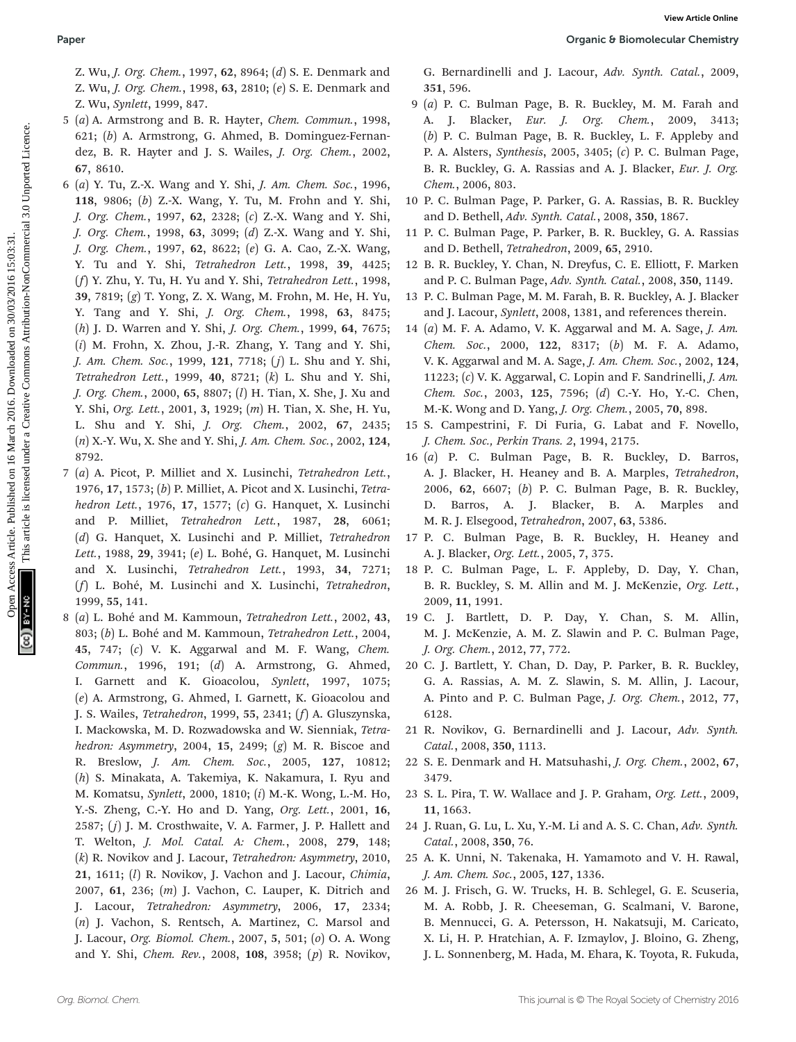Z. Wu, *J. Org. Chem.*, 1997, **62**, 8964; (*d*) S. E. Denmark and Z. Wu, *J. Org. Chem.*, 1998, **63**, 2810; (*e*) S. E. Denmark and Z. Wu, *Synlett*, 1999, 847.

5 (*a*) A. Armstrong and B. R. Hayter, *Chem. Commun.*, 1998, 621; (*b*) A. Armstrong, G. Ahmed, B. Dominguez-Fernandez, B. R. Hayter and J. S. Wailes, *J. Org. Chem.*, 2002, **67**, 8610.

6 (*a*) Y. Tu, Z.-X. Wang and Y. Shi, *J. Am. Chem. Soc.*, 1996, **118**, 9806; (*b*) Z.-X. Wang, Y. Tu, M. Frohn and Y. Shi, *J. Org. Chem.*, 1997, **62**, 2328; (*c*) Z.-X. Wang and Y. Shi, *J. Org. Chem.*, 1998, **63**, 3099; (*d*) Z.-X. Wang and Y. Shi, *J. Org. Chem.*, 1997, **62**, 8622; (*e*) G. A. Cao, Z.-X. Wang, Y. Tu and Y. Shi, *Tetrahedron Lett.*, 1998, **39**, 4425; (*f*) Y. Zhu, Y. Tu, H. Yu and Y. Shi, *Tetrahedron Lett.*, 1998, **39**, 7819; (*g*) T. Yong, Z. X. Wang, M. Frohn, M. He, H. Yu, Y. Tang and Y. Shi, *J. Org. Chem.*, 1998, **63**, 8475; (*h*) J. D. Warren and Y. Shi, *J. Org. Chem.*, 1999, **64**, 7675; (*i*) M. Frohn, X. Zhou, J.-R. Zhang, Y. Tang and Y. Shi, *J. Am. Chem. Soc.*, 1999, **121**, 7718; (*j*) L. Shu and Y. Shi, *Tetrahedron Lett.*, 1999, **40**, 8721; (*k*) L. Shu and Y. Shi, *J. Org. Chem.*, 2000, **65**, 8807; (*l*) H. Tian, X. She, J. Xu and Y. Shi, *Org. Lett.*, 2001, **3**, 1929; (*m*) H. Tian, X. She, H. Yu, L. Shu and Y. Shi, *J. Org. Chem.*, 2002, **67**, 2435; (*n*) X.-Y. Wu, X. She and Y. Shi, *J. Am. Chem. Soc.*, 2002, **124**, 8792.

7 (*a*) A. Picot, P. Milliet and X. Lusinchi, *Tetrahedron Lett.*, 1976, **17**, 1573; (*b*) P. Milliet, A. Picot and X. Lusinchi, *Tetrahedron Lett.*, 1976, **17**, 1577; (*c*) G. Hanquet, X. Lusinchi and P. Milliet, *Tetrahedron Lett.*, 1987, **28**, 6061; (*d*) G. Hanquet, X. Lusinchi and P. Milliet, *Tetrahedron Lett.*, 1988, **29**, 3941; (*e*) L. Bohé, G. Hanquet, M. Lusinchi and X. Lusinchi, *Tetrahedron Lett.*, 1993, **34**, 7271; (*f*) L. Bohé, M. Lusinchi and X. Lusinchi, *Tetrahedron*, 1999, **55**, 141.

8 (*a*) L. Bohé and M. Kammoun, *Tetrahedron Lett.*, 2002, **43**, 803; (*b*) L. Bohé and M. Kammoun, *Tetrahedron Lett.*, 2004, **45**, 747; (*c*) V. K. Aggarwal and M. F. Wang, *Chem. Commun.*, 1996, 191; (*d*) A. Armstrong, G. Ahmed, I. Garnett and K. Gioacolou, *Synlett*, 1997, 1075; (*e*) A. Armstrong, G. Ahmed, I. Garnett, K. Gioacolou and J. S. Wailes, *Tetrahedron*, 1999, **55**, 2341; (*f*) A. Gluszynska, I. Mackowska, M. D. Rozwadowska and W. Sienniak, *Tetrahedron: Asymmetry*, 2004, **15**, 2499; (*g*) M. R. Biscoe and R. Breslow, *J. Am. Chem. Soc.*, 2005, **127**, 10812; (*h*) S. Minakata, A. Takemiya, K. Nakamura, I. Ryu and M. Komatsu, *Synlett*, 2000, 1810; (*i*) M.-K. Wong, L.-M. Ho, Y.-S. Zheng, C.-Y. Ho and D. Yang, *Org. Lett.*, 2001, **16**, 2587; (*j*) J. M. Crosthwaite, V. A. Farmer, J. P. Hallett and T. Welton, *J. Mol. Catal. A: Chem.*, 2008, **279**, 148; (*k*) R. Novikov and J. Lacour, *Tetrahedron: Asymmetry*, 2010, **21**, 1611; (*l*) R. Novikov, J. Vachon and J. Lacour, *Chimia*, 2007, **61**, 236; (*m*) J. Vachon, C. Lauper, K. Ditrich and J. Lacour, *Tetrahedron: Asymmetry*, 2006, **17**, 2334; (*n*) J. Vachon, S. Rentsch, A. Martinez, C. Marsol and J. Lacour, *Org. Biomol. Chem.*, 2007, **5**, 501; (*o*) O. A. Wong and Y. Shi, *Chem. Rev.*, 2008, **108**, 3958; (*p*) R. Novikov, G. Bernardinelli and J. Lacour, *Adv. Synth. Catal.*, 2009, **351**, 596.

9 (*a*) P. C. Bulman Page, B. R. Buckley, M. M. Farah and A. J. Blacker, *Eur. J. Org. Chem.*, 2009, 3413; (*b*) P. C. Bulman Page, B. R. Buckley, L. F. Appleby and P. A. Alsters, *Synthesis*, 2005, 3405; (*c*) P. C. Bulman Page, B. R. Buckley, G. A. Rassias and A. J. Blacker, *Eur. J. Org. Chem.*, 2006, 803.

10 P. C. Bulman Page, P. Parker, G. A. Rassias, B. R. Buckley and D. Bethell, *Adv. Synth. Catal.*, 2008, **350**, 1867.

11 P. C. Bulman Page, P. Parker, B. R. Buckley, G. A. Rassias and D. Bethell, *Tetrahedron*, 2009, **65**, 2910.

12 B. R. Buckley, Y. Chan, N. Dreyfus, C. E. Elliott, F. Marken and P. C. Bulman Page, *Adv. Synth. Catal.*, 2008, **350**, 1149.

13 P. C. Bulman Page, M. M. Farah, B. R. Buckley, A. J. Blacker and J. Lacour, *Synlett*, 2008, 1381, and references therein.

14 (*a*) M. F. A. Adamo, V. K. Aggarwal and M. A. Sage, *J. Am. Chem. Soc.*, 2000, **122**, 8317; (*b*) M. F. A. Adamo, V. K. Aggarwal and M. A. Sage, *J. Am. Chem. Soc.*, 2002, **124**, 11223; (*c*) V. K. Aggarwal, C. Lopin and F. Sandrinelli, *J. Am. Chem. Soc.*, 2003, **125**, 7596; (*d*) C.-Y. Ho, Y.-C. Chen, M.-K. Wong and D. Yang, *J. Org. Chem.*, 2005, **70**, 898.

15 S. Campestrini, F. Di Furia, G. Labat and F. Novello, *J. Chem. Soc., Perkin Trans. 2*, 1994, 2175.

16 (*a*) P. C. Bulman Page, B. R. Buckley, D. Barros, A. J. Blacker, H. Heaney and B. A. Marples, *Tetrahedron*, 2006, **62**, 6607; (*b*) P. C. Bulman Page, B. R. Buckley, D. Barros, A. J. Blacker, B. A. Marples and M. R. J. Elsegood, *Tetrahedron*, 2007, **63**, 5386.

17 P. C. Bulman Page, B. R. Buckley, H. Heaney and A. J. Blacker, *Org. Lett.*, 2005, **7**, 375.

18 P. C. Bulman Page, L. F. Appleby, D. Day, Y. Chan, B. R. Buckley, S. M. Allin and M. J. McKenzie, *Org. Lett.*, 2009, **11**, 1991.

19 C. J. Bartlett, D. P. Day, Y. Chan, S. M. Allin, M. J. McKenzie, A. M. Z. Slawin and P. C. Bulman Page, *J. Org. Chem.*, 2012, **77**, 772.

20 C. J. Bartlett, Y. Chan, D. Day, P. Parker, B. R. Buckley, G. A. Rassias, A. M. Z. Slawin, S. M. Allin, J. Lacour, A. Pinto and P. C. Bulman Page, *J. Org. Chem.*, 2012, **77**, 6128.

21 R. Novikov, G. Bernardinelli and J. Lacour, *Adv. Synth. Catal.*, 2008, **350**, 1113.

22 S. E. Denmark and H. Matsuhashi, *J. Org. Chem.*, 2002, **67**, 3479.

23 S. L. Pira, T. W. Wallace and J. P. Graham, *Org. Lett.*, 2009, **11**, 1663.

24 J. Ruan, G. Lu, L. Xu, Y.-M. Li and A. S. C. Chan, *Adv. Synth. Catal.*, 2008, **350**, 76.

25 A. K. Unni, N. Takenaka, H. Yamamoto and V. H. Rawal, *J. Am. Chem. Soc.*, 2005, **127**, 1336.

26 M. J. Frisch, G. W. Trucks, H. B. Schlegel, G. E. Scuseria, M. A. Robb, J. R. Cheeseman, G. Scalmani, V. Barone, B. Mennucci, G. A. Petersson, H. Nakatsuji, M. Caricato, X. Li, H. P. Hratchian, A. F. Izmaylov, J. Bloino, G. Zheng, J. L. Sonnenberg, M. Hada, M. Ehara, K. Toyota, R. Fukuda,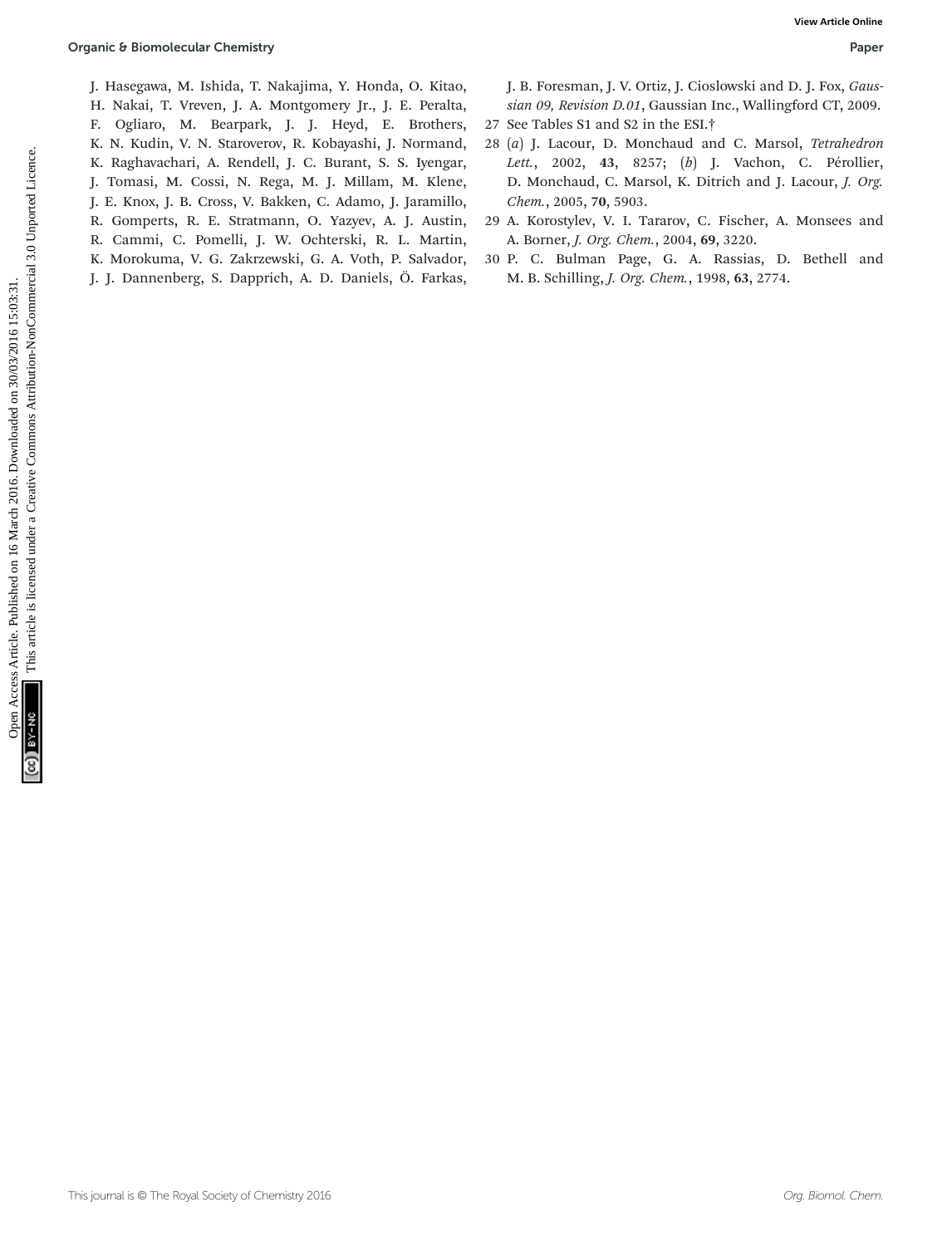J. Hasegawa, M. Ishida, T. Nakajima, Y. Honda, O. Kitao, H. Nakai, T. Vreven, J. A. Montgomery Jr., J. E. Peralta, F. Ogliaro, M. Bearpark, J. J. Heyd, E. Brothers, K. N. Kudin, V. N. Staroverov, R. Kobayashi, J. Normand, K. Raghavachari, A. Rendell, J. C. Burant, S. S. Iyengar, J. Tomasi, M. Cossi, N. Rega, M. J. Millam, M. Klene, J. E. Knox, J. B. Cross, V. Bakken, C. Adamo, J. Jaramillo, R. Gomperts, R. E. Stratmann, O. Yazyev, A. J. Austin, R. Cammi, C. Pomelli, J. W. Ochterski, R. L. Martin, K. Morokuma, V. G. Zakrzewski, G. A. Voth, P. Salvador, J. J. Dannenberg, S. Dapprich, A. D. Daniels, Ö. Farkas, J. B. Foresman, J. V. Ortiz, J. Cioslowski and D. J. Fox, *Gaussian 09, Revision D.01*, Gaussian Inc., Wallingford CT, 2009.

27 See Tables S1 and S2 in the ESI.†

28 (*a*) J. Lacour, D. Monchaud and C. Marsol, *Tetrahedron Lett.*, 2002, **43**, 8257; (*b*) J. Vachon, C. Pérollier, D. Monchaud, C. Marsol, K. Ditrich and J. Lacour, *J. Org. Chem.*, 2005, **70**, 5903.

29 A. Korostylev, V. I. Tararov, C. Fischer, A. Monsees and A. Borner, *J. Org. Chem.*, 2004, **69**, 3220.

30 P. C. Bulman Page, G. A. Rassias, D. Bethell and M. B. Schilling, *J. Org. Chem.*, 1998, **63**, 2774.